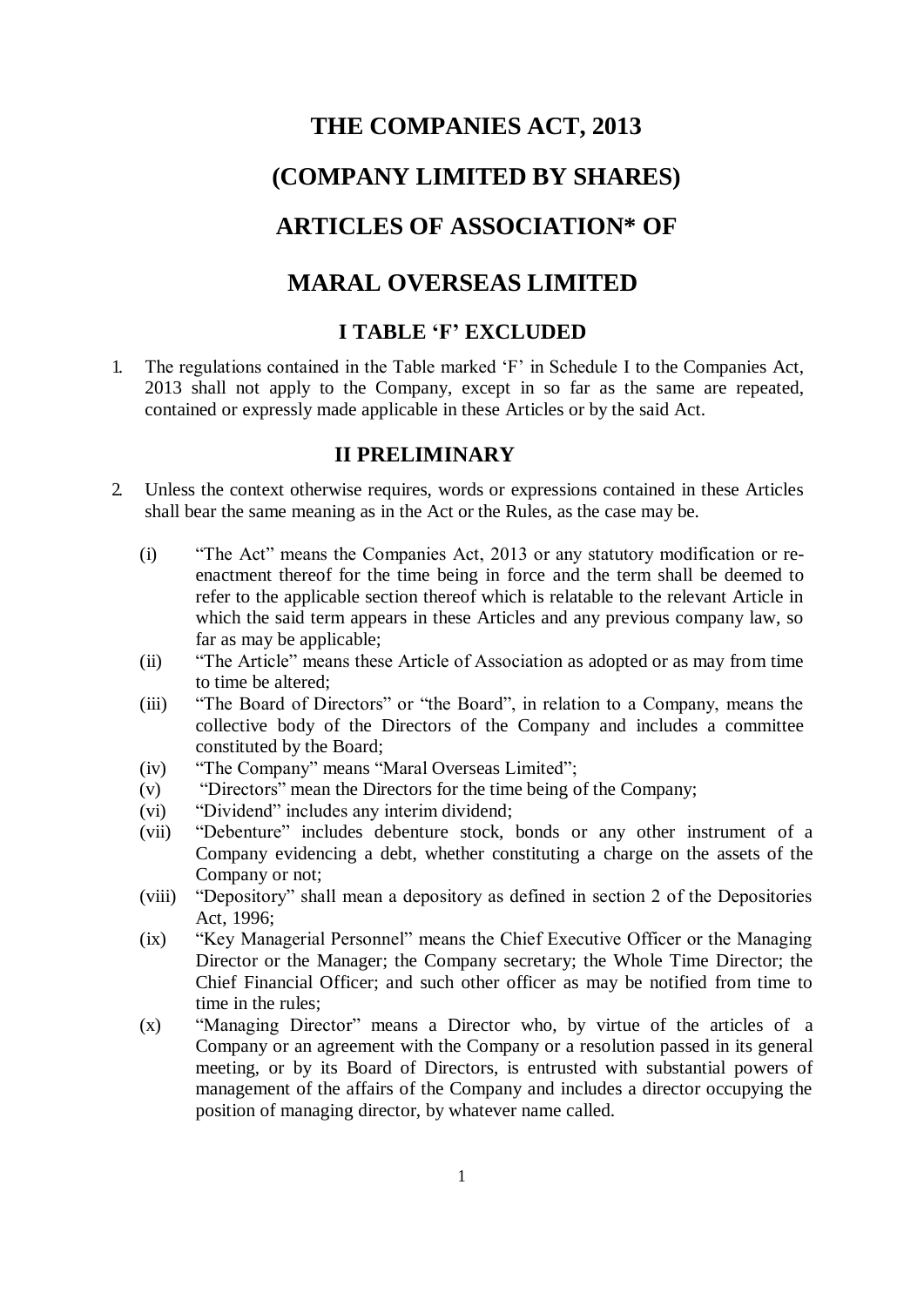# THE COMPANIES ACT, 2013

# (COMPANY LIMITED BY SHARES)

# ARTICLES OF ASSOCIATION* OF

# MARAL OVERSEAS LIMITED

## I TABLE 'F' EXCLUDED

1. The regulations contained in the Table marked 'F' in Schedule I to the Companies Act, 2013 shall not apply to the Company, except in so far as the same are repeated, contained or expressly made applicable in these Articles or by the said Act.

## II PRELIMINARY

2. Unless the context otherwise requires, words or expressions contained in these Articles shall bear the same meaning as in the Act or the Rules, as the case may be.

   (i) "The Act" means the Companies Act, 2013 or any statutory modification or re-enactment thereof for the time being in force and the term shall be deemed to refer to the applicable section thereof which is relatable to the relevant Article in which the said term appears in these Articles and any previous company law, so far as may be applicable;

   (ii) "The Article" means these Article of Association as adopted or as may from time to time be altered;

   (iii) "The Board of Directors" or "the Board", in relation to a Company, means the collective body of the Directors of the Company and includes a committee constituted by the Board;

   (iv) "The Company" means "Maral Overseas Limited";

   (v) "Directors" mean the Directors for the time being of the Company;

   (vi) "Dividend" includes any interim dividend;

   (vii) "Debenture" includes debenture stock, bonds or any other instrument of a Company evidencing a debt, whether constituting a charge on the assets of the Company or not;

   (viii) "Depository" shall mean a depository as defined in section 2 of the Depositories Act, 1996;

   (ix) "Key Managerial Personnel" means the Chief Executive Officer or the Managing Director or the Manager; the Company secretary; the Whole Time Director; the Chief Financial Officer; and such other officer as may be notified from time to time in the rules;

   (x) "Managing Director" means a Director who, by virtue of the articles of a Company or an agreement with the Company or a resolution passed in its general meeting, or by its Board of Directors, is entrusted with substantial powers of management of the affairs of the Company and includes a director occupying the position of managing director, by whatever name called.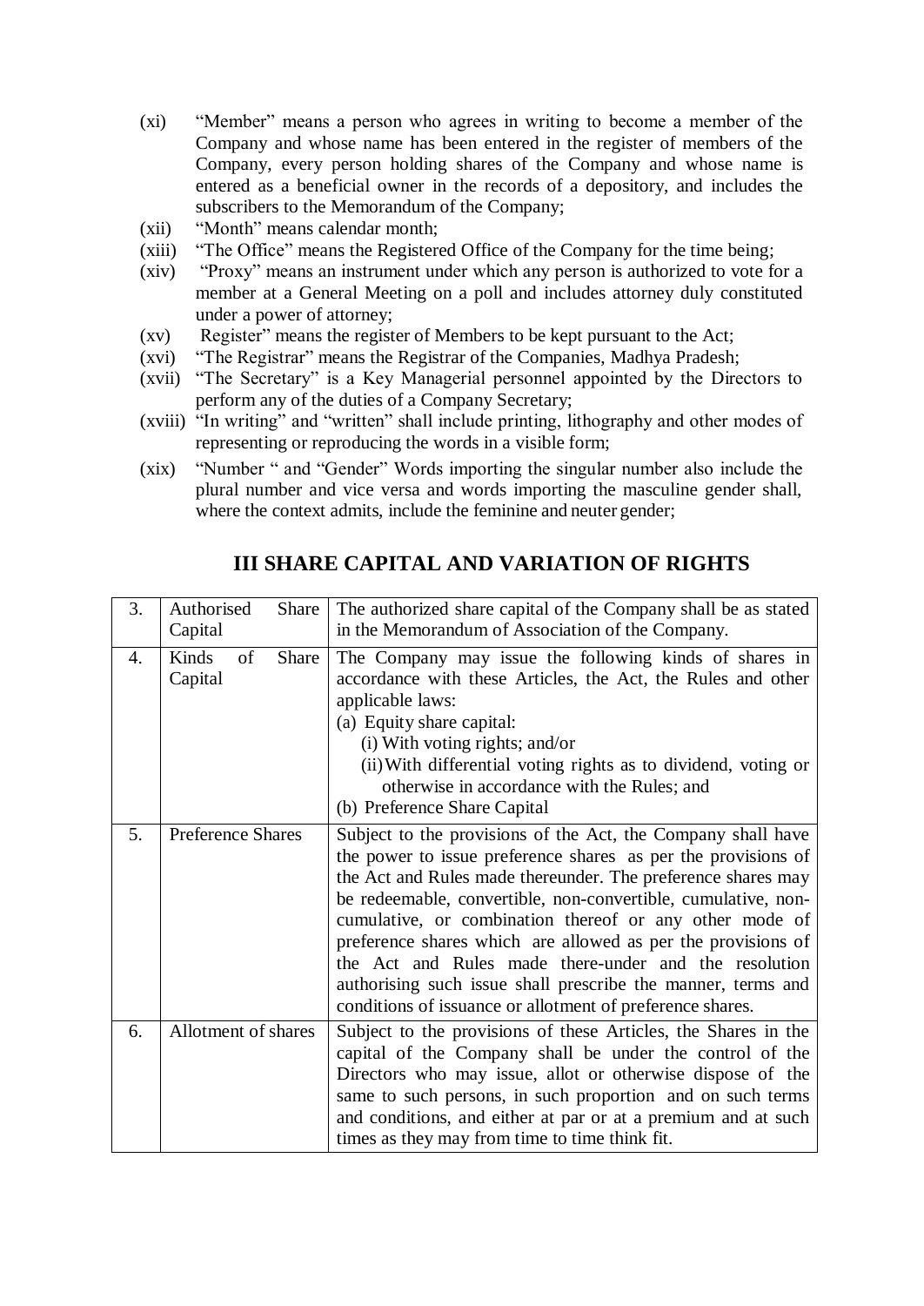(xi) "Member" means a person who agrees in writing to become a member of the Company and whose name has been entered in the register of members of the Company, every person holding shares of the Company and whose name is entered as a beneficial owner in the records of a depository, and includes the subscribers to the Memorandum of the Company;

(xii) "Month" means calendar month;

(xiii) "The Office" means the Registered Office of the Company for the time being;

(xiv) "Proxy" means an instrument under which any person is authorized to vote for a member at a General Meeting on a poll and includes attorney duly constituted under a power of attorney;

(xv) Register" means the register of Members to be kept pursuant to the Act;

(xvi) "The Registrar" means the Registrar of the Companies, Madhya Pradesh;

(xvii) "The Secretary" is a Key Managerial personnel appointed by the Directors to perform any of the duties of a Company Secretary;

(xviii) "In writing" and "written" shall include printing, lithography and other modes of representing or reproducing the words in a visible form;

(xix) "Number " and "Gender" Words importing the singular number also include the plural number and vice versa and words importing the masculine gender shall, where the context admits, include the feminine and neuter gender;

## III SHARE CAPITAL AND VARIATION OF RIGHTS

| | | |
|---|---|---|
| 3. | Authorised Share Capital | The authorized share capital of the Company shall be as stated in the Memorandum of Association of the Company. |
| 4. | Kinds of Share Capital | The Company may issue the following kinds of shares in accordance with these Articles, the Act, the Rules and other applicable laws:<br>(a) Equity share capital:<br>(i) With voting rights; and/or<br>(ii) With differential voting rights as to dividend, voting or otherwise in accordance with the Rules; and<br>(b) Preference Share Capital |
| 5. | Preference Shares | Subject to the provisions of the Act, the Company shall have the power to issue preference shares as per the provisions of the Act and Rules made thereunder. The preference shares may be redeemable, convertible, non-convertible, cumulative, non-cumulative, or combination thereof or any other mode of preference shares which are allowed as per the provisions of the Act and Rules made there-under and the resolution authorising such issue shall prescribe the manner, terms and conditions of issuance or allotment of preference shares. |
| 6. | Allotment of shares | Subject to the provisions of these Articles, the Shares in the capital of the Company shall be under the control of the Directors who may issue, allot or otherwise dispose of the same to such persons, in such proportion and on such terms and conditions, and either at par or at a premium and at such times as they may from time to time think fit. |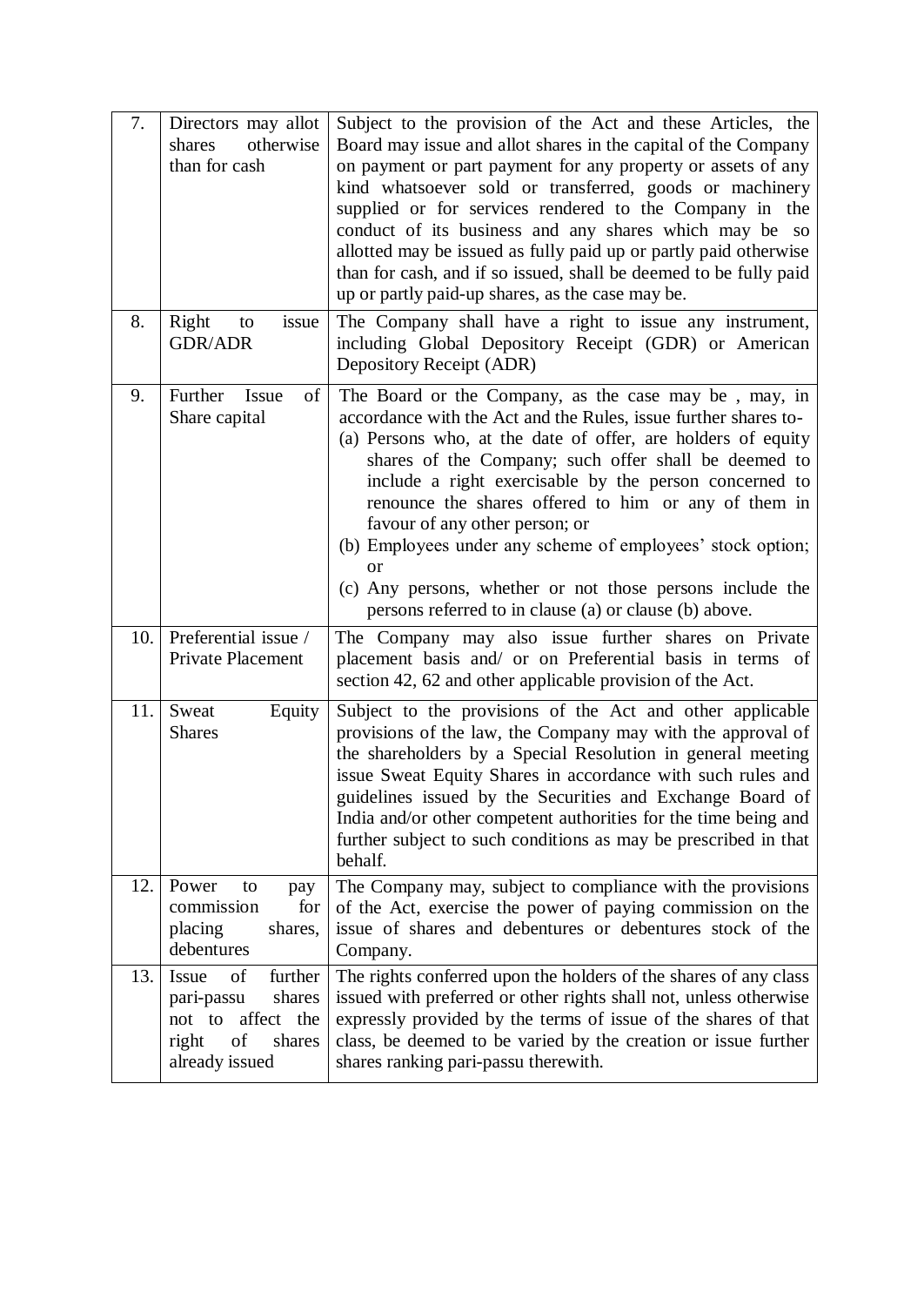| | | |
|---|---|---|
| 7. | Directors may allot shares otherwise than for cash | Subject to the provision of the Act and these Articles, the Board may issue and allot shares in the capital of the Company on payment or part payment for any property or assets of any kind whatsoever sold or transferred, goods or machinery supplied or for services rendered to the Company in the conduct of its business and any shares which may be so allotted may be issued as fully paid up or partly paid otherwise than for cash, and if so issued, shall be deemed to be fully paid up or partly paid-up shares, as the case may be. |
| 8. | Right to issue GDR/ADR | The Company shall have a right to issue any instrument, including Global Depository Receipt (GDR) or American Depository Receipt (ADR) |
| 9. | Further Issue of Share capital | The Board or the Company, as the case may be , may, in accordance with the Act and the Rules, issue further shares to-<br>(a) Persons who, at the date of offer, are holders of equity shares of the Company; such offer shall be deemed to include a right exercisable by the person concerned to renounce the shares offered to him or any of them in favour of any other person; or<br>(b) Employees under any scheme of employees' stock option; or<br>(c) Any persons, whether or not those persons include the persons referred to in clause (a) or clause (b) above. |
| 10. | Preferential issue / Private Placement | The Company may also issue further shares on Private placement basis and/ or on Preferential basis in terms of section 42, 62 and other applicable provision of the Act. |
| 11. | Sweat Equity Shares | Subject to the provisions of the Act and other applicable provisions of the law, the Company may with the approval of the shareholders by a Special Resolution in general meeting issue Sweat Equity Shares in accordance with such rules and guidelines issued by the Securities and Exchange Board of India and/or other competent authorities for the time being and further subject to such conditions as may be prescribed in that behalf. |
| 12. | Power to pay commission for placing shares, debentures | The Company may, subject to compliance with the provisions of the Act, exercise the power of paying commission on the issue of shares and debentures or debentures stock of the Company. |
| 13. | Issue of further pari-passu shares not to affect the right of shares already issued | The rights conferred upon the holders of the shares of any class issued with preferred or other rights shall not, unless otherwise expressly provided by the terms of issue of the shares of that class, be deemed to be varied by the creation or issue further shares ranking pari-passu therewith. |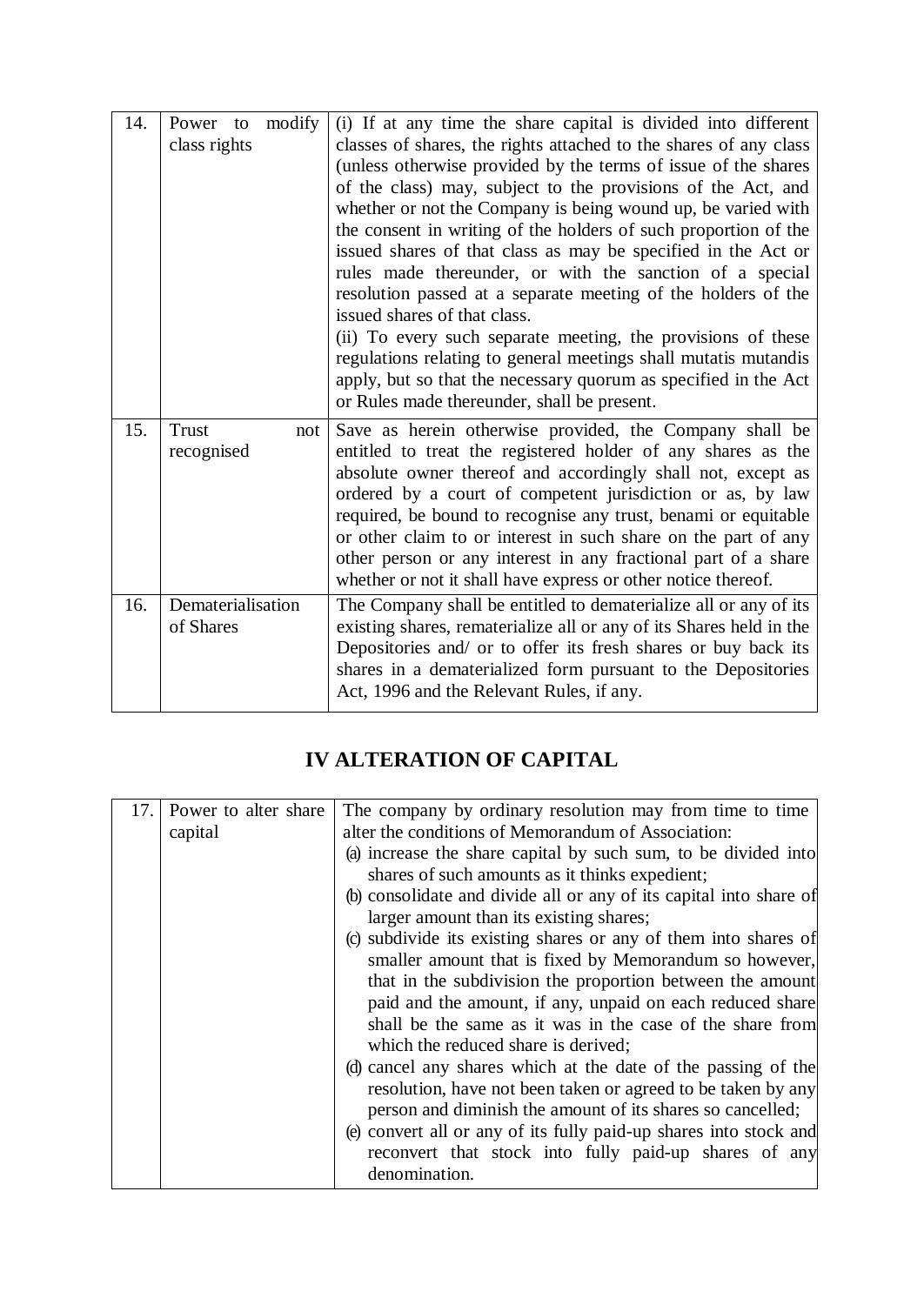| | | |
|---|---|---|
| 14. | Power to modify class rights | (i) If at any time the share capital is divided into different classes of shares, the rights attached to the shares of any class (unless otherwise provided by the terms of issue of the shares of the class) may, subject to the provisions of the Act, and whether or not the Company is being wound up, be varied with the consent in writing of the holders of such proportion of the issued shares of that class as may be specified in the Act or rules made thereunder, or with the sanction of a special resolution passed at a separate meeting of the holders of the issued shares of that class.<br>(ii) To every such separate meeting, the provisions of these regulations relating to general meetings shall mutatis mutandis apply, but so that the necessary quorum as specified in the Act or Rules made thereunder, shall be present. |
| 15. | Trust not recognised | Save as herein otherwise provided, the Company shall be entitled to treat the registered holder of any shares as the absolute owner thereof and accordingly shall not, except as ordered by a court of competent jurisdiction or as, by law required, be bound to recognise any trust, benami or equitable or other claim to or interest in such share on the part of any other person or any interest in any fractional part of a share whether or not it shall have express or other notice thereof. |
| 16. | Dematerialisation of Shares | The Company shall be entitled to dematerialize all or any of its existing shares, rematerialize all or any of its Shares held in the Depositories and/ or to offer its fresh shares or buy back its shares in a dematerialized form pursuant to the Depositories Act, 1996 and the Relevant Rules, if any. |

## IV ALTERATION OF CAPITAL

| | | |
|---|---|---|
| 17. | Power to alter share capital | The company by ordinary resolution may from time to time alter the conditions of Memorandum of Association:<br>(a) increase the share capital by such sum, to be divided into shares of such amounts as it thinks expedient;<br>(b) consolidate and divide all or any of its capital into share of larger amount than its existing shares;<br>(c) subdivide its existing shares or any of them into shares of smaller amount that is fixed by Memorandum so however, that in the subdivision the proportion between the amount paid and the amount, if any, unpaid on each reduced share shall be the same as it was in the case of the share from which the reduced share is derived;<br>(d) cancel any shares which at the date of the passing of the resolution, have not been taken or agreed to be taken by any person and diminish the amount of its shares so cancelled;<br>(e) convert all or any of its fully paid-up shares into stock and reconvert that stock into fully paid-up shares of any denomination. |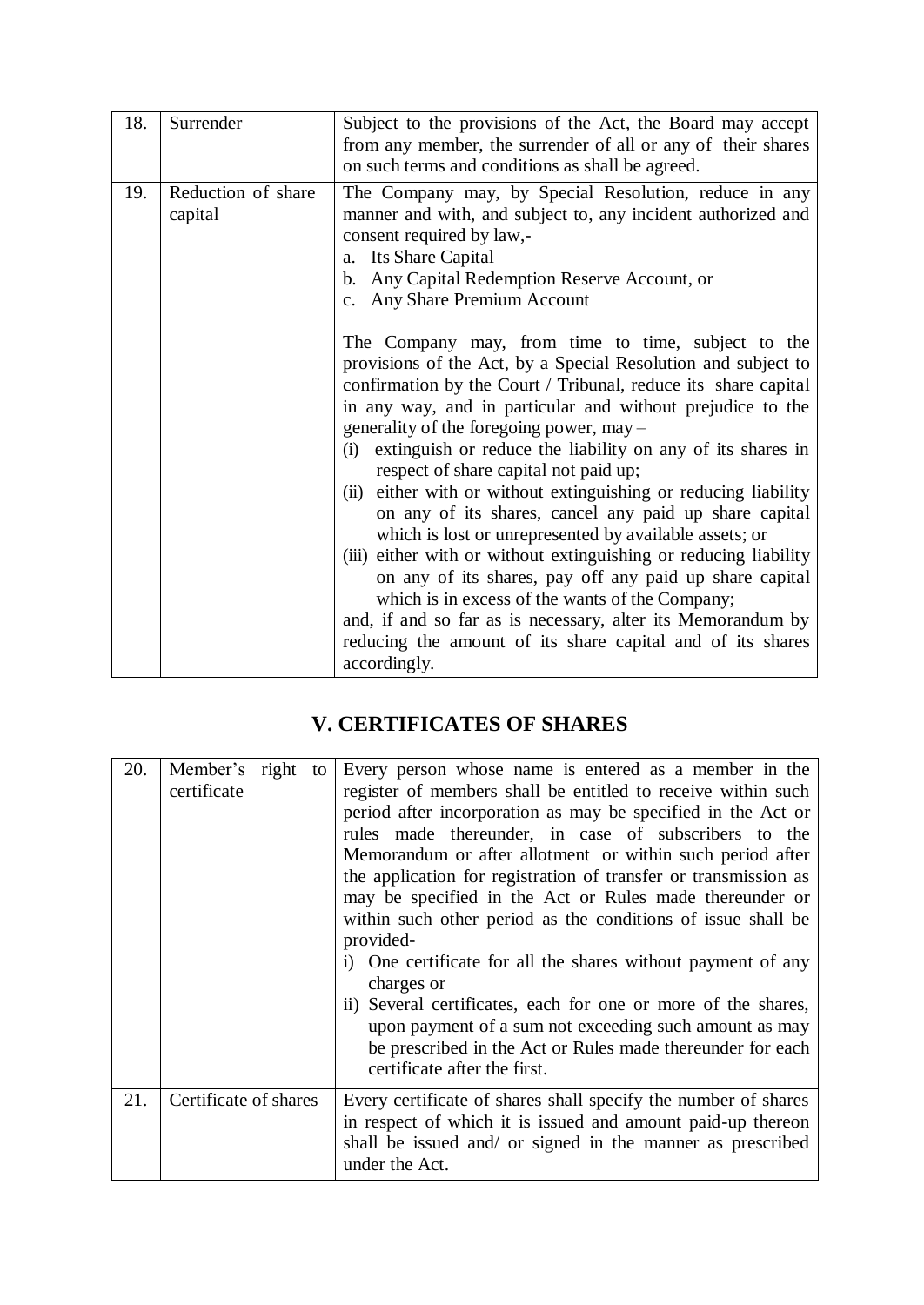| | | |
|---|---|---|
| 18. | Surrender | Subject to the provisions of the Act, the Board may accept from any member, the surrender of all or any of their shares on such terms and conditions as shall be agreed. |
| 19. | Reduction of share capital | The Company may, by Special Resolution, reduce in any manner and with, and subject to, any incident authorized and consent required by law,-<br>a. Its Share Capital<br>b. Any Capital Redemption Reserve Account, or<br>c. Any Share Premium Account<br><br>The Company may, from time to time, subject to the provisions of the Act, by a Special Resolution and subject to confirmation by the Court / Tribunal, reduce its share capital in any way, and in particular and without prejudice to the generality of the foregoing power, may –<br>(i) extinguish or reduce the liability on any of its shares in respect of share capital not paid up;<br>(ii) either with or without extinguishing or reducing liability on any of its shares, cancel any paid up share capital which is lost or unrepresented by available assets; or<br>(iii) either with or without extinguishing or reducing liability on any of its shares, pay off any paid up share capital which is in excess of the wants of the Company;<br>and, if and so far as is necessary, alter its Memorandum by reducing the amount of its share capital and of its shares accordingly. |

## V. CERTIFICATES OF SHARES

| | | |
|---|---|---|
| 20. | Member's right to certificate | Every person whose name is entered as a member in the register of members shall be entitled to receive within such period after incorporation as may be specified in the Act or rules made thereunder, in case of subscribers to the Memorandum or after allotment or within such period after the application for registration of transfer or transmission as may be specified in the Act or Rules made thereunder or within such other period as the conditions of issue shall be provided-<br>i) One certificate for all the shares without payment of any charges or<br>ii) Several certificates, each for one or more of the shares, upon payment of a sum not exceeding such amount as may be prescribed in the Act or Rules made thereunder for each certificate after the first. |
| 21. | Certificate of shares | Every certificate of shares shall specify the number of shares in respect of which it is issued and amount paid-up thereon shall be issued and/ or signed in the manner as prescribed under the Act. |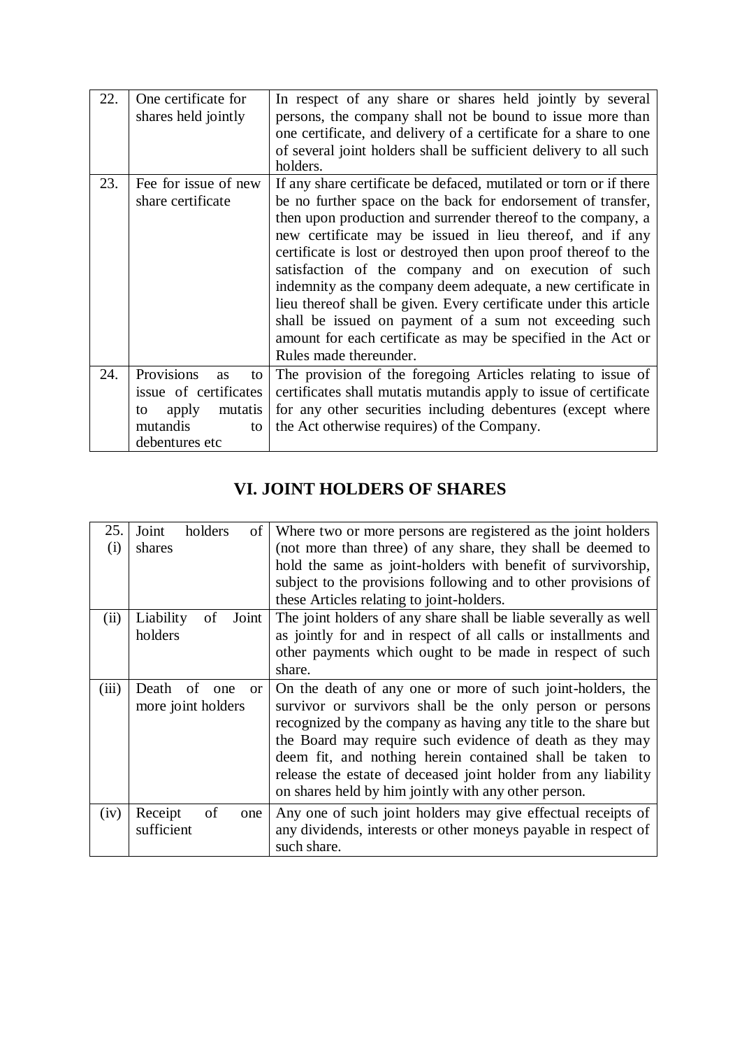| | | |
|---|---|---|
| 22. | One certificate for shares held jointly | In respect of any share or shares held jointly by several persons, the company shall not be bound to issue more than one certificate, and delivery of a certificate for a share to one of several joint holders shall be sufficient delivery to all such holders. |
| 23. | Fee for issue of new share certificate | If any share certificate be defaced, mutilated or torn or if there be no further space on the back for endorsement of transfer, then upon production and surrender thereof to the company, a new certificate may be issued in lieu thereof, and if any certificate is lost or destroyed then upon proof thereof to the satisfaction of the company and on execution of such indemnity as the company deem adequate, a new certificate in lieu thereof shall be given. Every certificate under this article shall be issued on payment of a sum not exceeding such amount for each certificate as may be specified in the Act or Rules made thereunder. |
| 24. | Provisions as to issue of certificates to apply mutatis mutandis to debentures etc | The provision of the foregoing Articles relating to issue of certificates shall mutatis mutandis apply to issue of certificate for any other securities including debentures (except where the Act otherwise requires) of the Company. |

## VI. JOINT HOLDERS OF SHARES

| | | |
|---|---|---|
| 25. (i) | Joint holders of shares | Where two or more persons are registered as the joint holders (not more than three) of any share, they shall be deemed to hold the same as joint-holders with benefit of survivorship, subject to the provisions following and to other provisions of these Articles relating to joint-holders. |
| (ii) | Liability of Joint holders | The joint holders of any share shall be liable severally as well as jointly for and in respect of all calls or installments and other payments which ought to be made in respect of such share. |
| (iii) | Death of one or more joint holders | On the death of any one or more of such joint-holders, the survivor or survivors shall be the only person or persons recognized by the company as having any title to the share but the Board may require such evidence of death as they may deem fit, and nothing herein contained shall be taken to release the estate of deceased joint holder from any liability on shares held by him jointly with any other person. |
| (iv) | Receipt of one sufficient | Any one of such joint holders may give effectual receipts of any dividends, interests or other moneys payable in respect of such share. |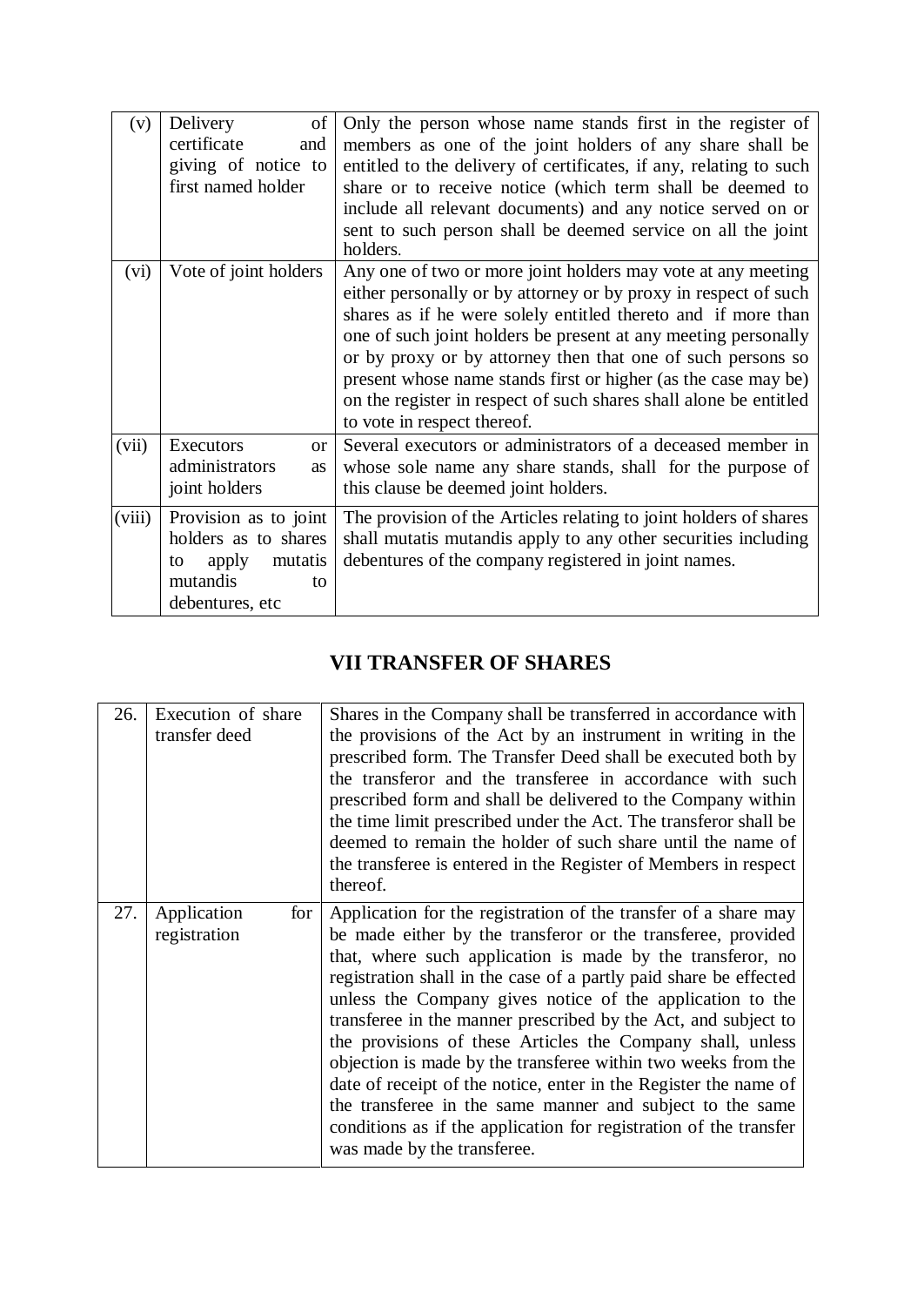| | | |
|---|---|---|
| (v) | Delivery of certificate and giving of notice to first named holder | Only the person whose name stands first in the register of members as one of the joint holders of any share shall be entitled to the delivery of certificates, if any, relating to such share or to receive notice (which term shall be deemed to include all relevant documents) and any notice served on or sent to such person shall be deemed service on all the joint holders. |
| (vi) | Vote of joint holders | Any one of two or more joint holders may vote at any meeting either personally or by attorney or by proxy in respect of such shares as if he were solely entitled thereto and if more than one of such joint holders be present at any meeting personally or by proxy or by attorney then that one of such persons so present whose name stands first or higher (as the case may be) on the register in respect of such shares shall alone be entitled to vote in respect thereof. |
| (vii) | Executors or administrators as joint holders | Several executors or administrators of a deceased member in whose sole name any share stands, shall for the purpose of this clause be deemed joint holders. |
| (viii) | Provision as to joint holders as to shares to apply mutatis mutandis to debentures, etc | The provision of the Articles relating to joint holders of shares shall mutatis mutandis apply to any other securities including debentures of the company registered in joint names. |

## VII TRANSFER OF SHARES

| | | |
|---|---|---|
| 26. | Execution of share transfer deed | Shares in the Company shall be transferred in accordance with the provisions of the Act by an instrument in writing in the prescribed form. The Transfer Deed shall be executed both by the transferor and the transferee in accordance with such prescribed form and shall be delivered to the Company within the time limit prescribed under the Act. The transferor shall be deemed to remain the holder of such share until the name of the transferee is entered in the Register of Members in respect thereof. |
| 27. | Application for registration | Application for the registration of the transfer of a share may be made either by the transferor or the transferee, provided that, where such application is made by the transferor, no registration shall in the case of a partly paid share be effected unless the Company gives notice of the application to the transferee in the manner prescribed by the Act, and subject to the provisions of these Articles the Company shall, unless objection is made by the transferee within two weeks from the date of receipt of the notice, enter in the Register the name of the transferee in the same manner and subject to the same conditions as if the application for registration of the transfer was made by the transferee. |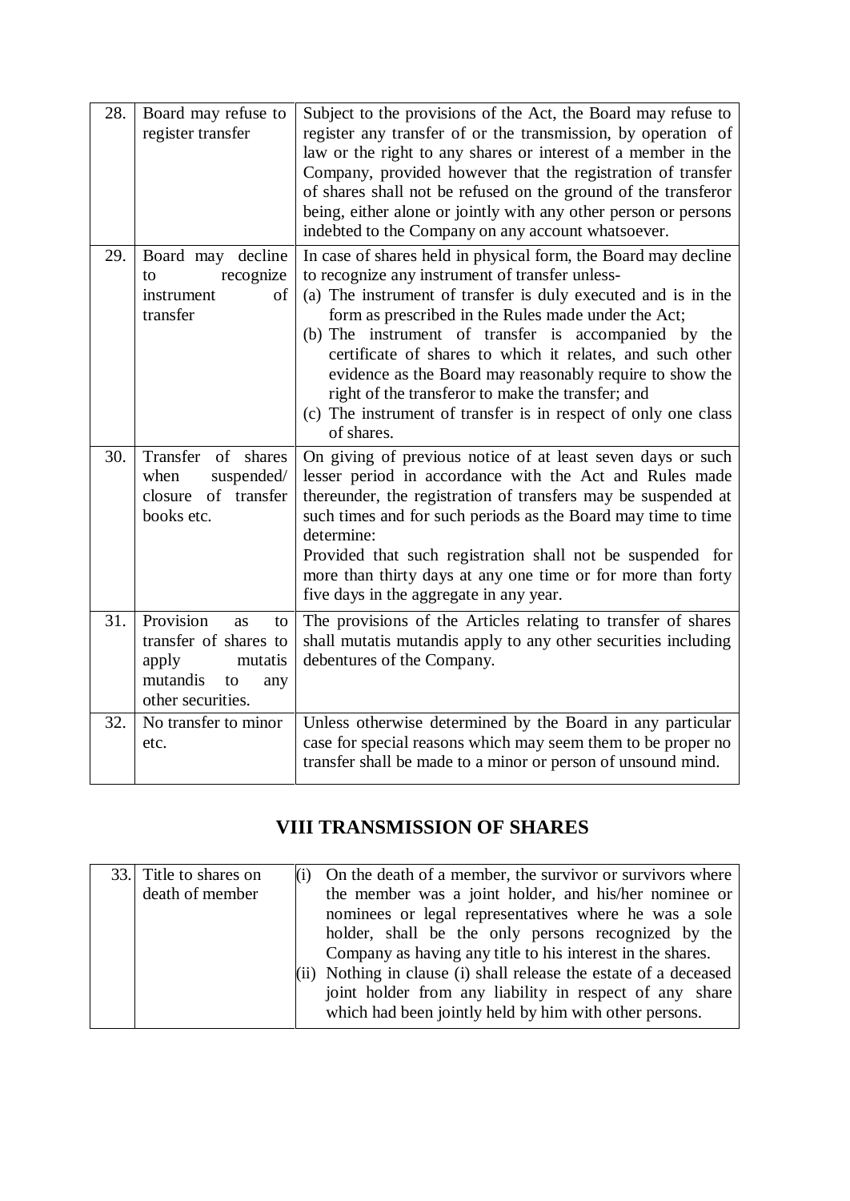| 28. | Board may refuse to register transfer | Subject to the provisions of the Act, the Board may refuse to register any transfer of or the transmission, by operation of law or the right to any shares or interest of a member in the Company, provided however that the registration of transfer of shares shall not be refused on the ground of the transferor being, either alone or jointly with any other person or persons indebted to the Company on any account whatsoever. |
|---|---|---|
| 29. | Board may decline to recognize instrument of transfer | In case of shares held in physical form, the Board may decline to recognize any instrument of transfer unless-<br>(a) The instrument of transfer is duly executed and is in the form as prescribed in the Rules made under the Act;<br>(b) The instrument of transfer is accompanied by the certificate of shares to which it relates, and such other evidence as the Board may reasonably require to show the right of the transferor to make the transfer; and<br>(c) The instrument of transfer is in respect of only one class of shares. |
| 30. | Transfer of shares when suspended/ closure of transfer books etc. | On giving of previous notice of at least seven days or such lesser period in accordance with the Act and Rules made thereunder, the registration of transfers may be suspended at such times and for such periods as the Board may time to time determine:<br>Provided that such registration shall not be suspended for more than thirty days at any one time or for more than forty five days in the aggregate in any year. |
| 31. | Provision as to transfer of shares to apply mutatis mutandis to any other securities. | The provisions of the Articles relating to transfer of shares shall mutatis mutandis apply to any other securities including debentures of the Company. |
| 32. | No transfer to minor etc. | Unless otherwise determined by the Board in any particular case for special reasons which may seem them to be proper no transfer shall be made to a minor or person of unsound mind. |

## VIII TRANSMISSION OF SHARES

| 33. | Title to shares on death of member | (i) On the death of a member, the survivor or survivors where the member was a joint holder, and his/her nominee or nominees or legal representatives where he was a sole holder, shall be the only persons recognized by the Company as having any title to his interest in the shares.<br>(ii) Nothing in clause (i) shall release the estate of a deceased joint holder from any liability in respect of any share which had been jointly held by him with other persons. |
|---|---|---|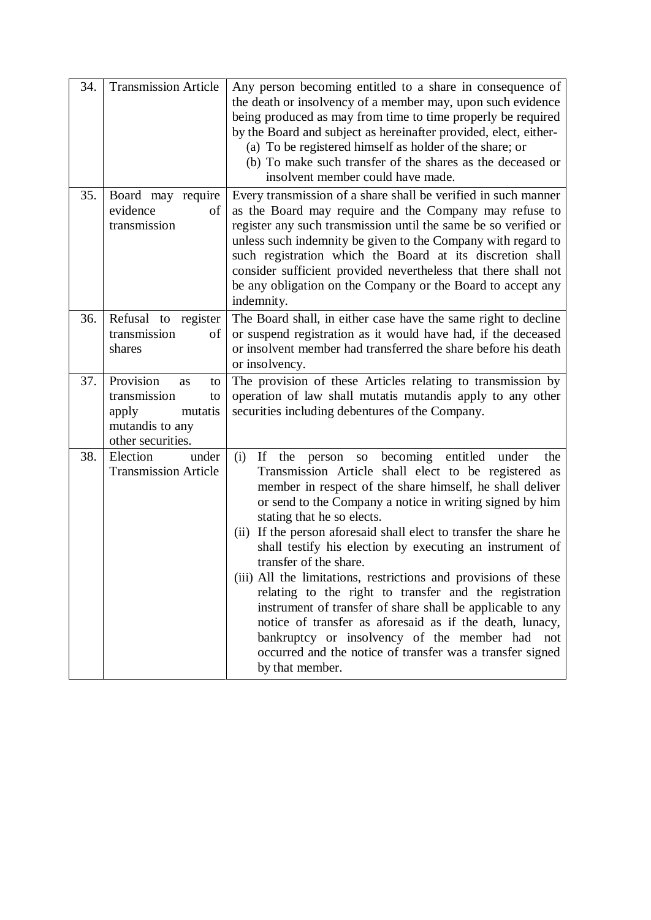| | | |
|---|---|---|
| 34. | Transmission Article | Any person becoming entitled to a share in consequence of the death or insolvency of a member may, upon such evidence being produced as may from time to time properly be required by the Board and subject as hereinafter provided, elect, either-<br>(a) To be registered himself as holder of the share; or<br>(b) To make such transfer of the shares as the deceased or insolvent member could have made. |
| 35. | Board may require evidence of transmission | Every transmission of a share shall be verified in such manner as the Board may require and the Company may refuse to register any such transmission until the same be so verified or unless such indemnity be given to the Company with regard to such registration which the Board at its discretion shall consider sufficient provided nevertheless that there shall not be any obligation on the Company or the Board to accept any indemnity. |
| 36. | Refusal to register transmission of shares | The Board shall, in either case have the same right to decline or suspend registration as it would have had, if the deceased or insolvent member had transferred the share before his death or insolvency. |
| 37. | Provision as to transmission to apply mutatis mutandis to any other securities. | The provision of these Articles relating to transmission by operation of law shall mutatis mutandis apply to any other securities including debentures of the Company. |
| 38. | Election under Transmission Article | (i) If the person so becoming entitled under the Transmission Article shall elect to be registered as member in respect of the share himself, he shall deliver or send to the Company a notice in writing signed by him stating that he so elects.<br>(ii) If the person aforesaid shall elect to transfer the share he shall testify his election by executing an instrument of transfer of the share.<br>(iii) All the limitations, restrictions and provisions of these relating to the right to transfer and the registration instrument of transfer of share shall be applicable to any notice of transfer as aforesaid as if the death, lunacy, bankruptcy or insolvency of the member had not occurred and the notice of transfer was a transfer signed by that member. |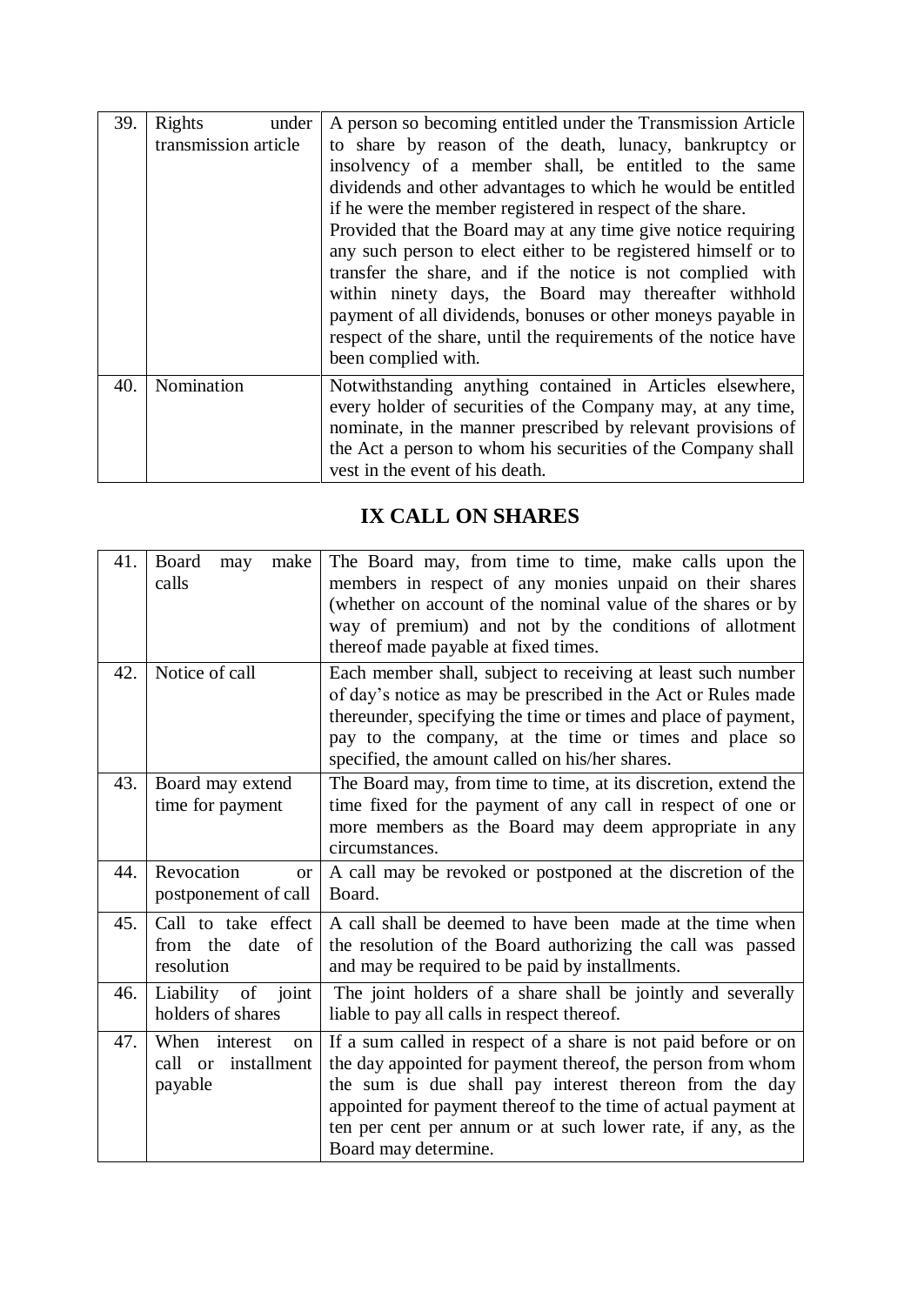| 39. | Rights under transmission article | A person so becoming entitled under the Transmission Article to share by reason of the death, lunacy, bankruptcy or insolvency of a member shall, be entitled to the same dividends and other advantages to which he would be entitled if he were the member registered in respect of the share.<br>Provided that the Board may at any time give notice requiring any such person to elect either to be registered himself or to transfer the share, and if the notice is not complied with within ninety days, the Board may thereafter withhold payment of all dividends, bonuses or other moneys payable in respect of the share, until the requirements of the notice have been complied with. |
|---|---|---|
| 40. | Nomination | Notwithstanding anything contained in Articles elsewhere, every holder of securities of the Company may, at any time, nominate, in the manner prescribed by relevant provisions of the Act a person to whom his securities of the Company shall vest in the event of his death. |

## IX CALL ON SHARES

| 41. | Board may make calls | The Board may, from time to time, make calls upon the members in respect of any monies unpaid on their shares (whether on account of the nominal value of the shares or by way of premium) and not by the conditions of allotment thereof made payable at fixed times. |
|---|---|---|
| 42. | Notice of call | Each member shall, subject to receiving at least such number of day's notice as may be prescribed in the Act or Rules made thereunder, specifying the time or times and place of payment, pay to the company, at the time or times and place so specified, the amount called on his/her shares. |
| 43. | Board may extend time for payment | The Board may, from time to time, at its discretion, extend the time fixed for the payment of any call in respect of one or more members as the Board may deem appropriate in any circumstances. |
| 44. | Revocation or postponement of call | A call may be revoked or postponed at the discretion of the Board. |
| 45. | Call to take effect from the date of resolution | A call shall be deemed to have been made at the time when the resolution of the Board authorizing the call was passed and may be required to be paid by installments. |
| 46. | Liability of joint holders of shares | The joint holders of a share shall be jointly and severally liable to pay all calls in respect thereof. |
| 47. | When interest on call or installment payable | If a sum called in respect of a share is not paid before or on the day appointed for payment thereof, the person from whom the sum is due shall pay interest thereon from the day appointed for payment thereof to the time of actual payment at ten per cent per annum or at such lower rate, if any, as the Board may determine. |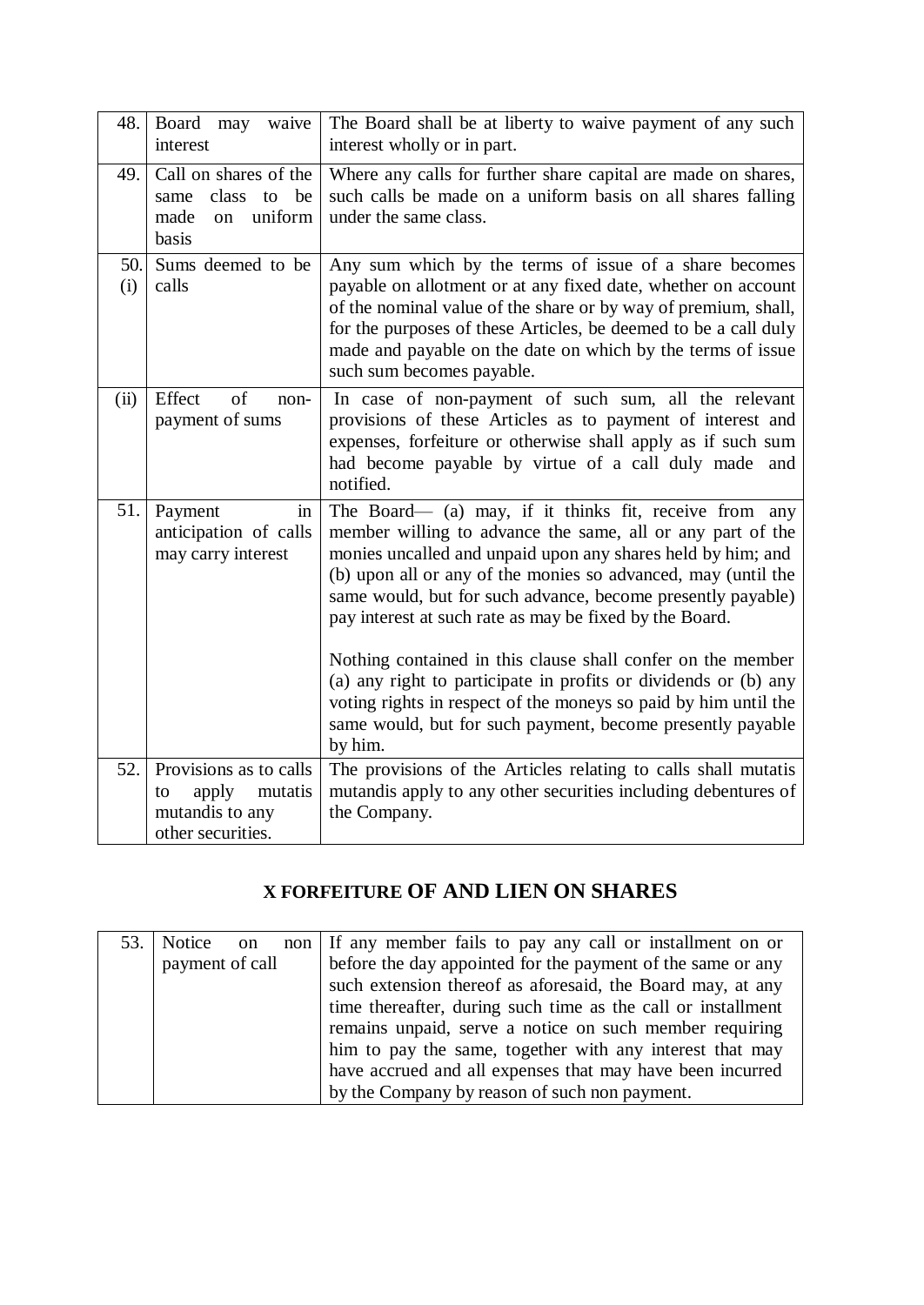| | | |
|---|---|---|
| 48. | Board may waive interest | The Board shall be at liberty to waive payment of any such interest wholly or in part. |
| 49. | Call on shares of the same class to be made on uniform basis | Where any calls for further share capital are made on shares, such calls be made on a uniform basis on all shares falling under the same class. |
| 50. (i) | Sums deemed to be calls | Any sum which by the terms of issue of a share becomes payable on allotment or at any fixed date, whether on account of the nominal value of the share or by way of premium, shall, for the purposes of these Articles, be deemed to be a call duly made and payable on the date on which by the terms of issue such sum becomes payable. |
| (ii) | Effect of non-payment of sums | In case of non-payment of such sum, all the relevant provisions of these Articles as to payment of interest and expenses, forfeiture or otherwise shall apply as if such sum had become payable by virtue of a call duly made and notified. |
| 51. | Payment in anticipation of calls may carry interest | The Board— (a) may, if it thinks fit, receive from any member willing to advance the same, all or any part of the monies uncalled and unpaid upon any shares held by him; and (b) upon all or any of the monies so advanced, may (until the same would, but for such advance, become presently payable) pay interest at such rate as may be fixed by the Board.<br><br>Nothing contained in this clause shall confer on the member (a) any right to participate in profits or dividends or (b) any voting rights in respect of the moneys so paid by him until the same would, but for such payment, become presently payable by him. |
| 52. | Provisions as to calls to apply mutatis mutandis to any other securities. | The provisions of the Articles relating to calls shall mutatis mutandis apply to any other securities including debentures of the Company. |

## X FORFEITURE OF AND LIEN ON SHARES

| | | |
|---|---|---|
| 53. | Notice on non payment of call | If any member fails to pay any call or installment on or before the day appointed for the payment of the same or any such extension thereof as aforesaid, the Board may, at any time thereafter, during such time as the call or installment remains unpaid, serve a notice on such member requiring him to pay the same, together with any interest that may have accrued and all expenses that may have been incurred by the Company by reason of such non payment. |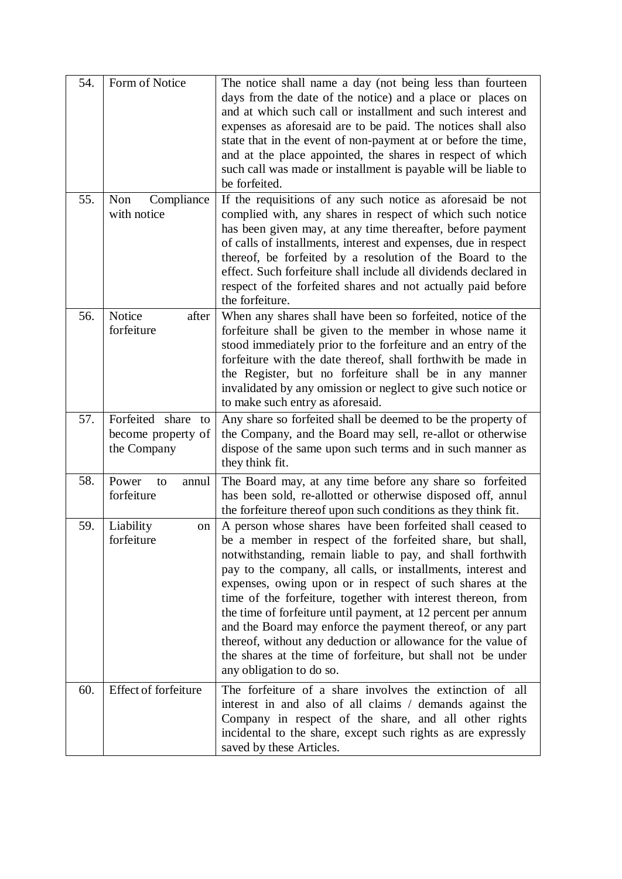| | | |
|---|---|---|
| 54. | Form of Notice | The notice shall name a day (not being less than fourteen days from the date of the notice) and a place or places on and at which such call or installment and such interest and expenses as aforesaid are to be paid. The notices shall also state that in the event of non-payment at or before the time, and at the place appointed, the shares in respect of which such call was made or installment is payable will be liable to be forfeited. |
| 55. | Non Compliance with notice | If the requisitions of any such notice as aforesaid be not complied with, any shares in respect of which such notice has been given may, at any time thereafter, before payment of calls of installments, interest and expenses, due in respect thereof, be forfeited by a resolution of the Board to the effect. Such forfeiture shall include all dividends declared in respect of the forfeited shares and not actually paid before the forfeiture. |
| 56. | Notice after forfeiture | When any shares shall have been so forfeited, notice of the forfeiture shall be given to the member in whose name it stood immediately prior to the forfeiture and an entry of the forfeiture with the date thereof, shall forthwith be made in the Register, but no forfeiture shall be in any manner invalidated by any omission or neglect to give such notice or to make such entry as aforesaid. |
| 57. | Forfeited share to become property of the Company | Any share so forfeited shall be deemed to be the property of the Company, and the Board may sell, re-allot or otherwise dispose of the same upon such terms and in such manner as they think fit. |
| 58. | Power to annul forfeiture | The Board may, at any time before any share so forfeited has been sold, re-allotted or otherwise disposed off, annul the forfeiture thereof upon such conditions as they think fit. |
| 59. | Liability on forfeiture | A person whose shares have been forfeited shall ceased to be a member in respect of the forfeited share, but shall, notwithstanding, remain liable to pay, and shall forthwith pay to the company, all calls, or installments, interest and expenses, owing upon or in respect of such shares at the time of the forfeiture, together with interest thereon, from the time of forfeiture until payment, at 12 percent per annum and the Board may enforce the payment thereof, or any part thereof, without any deduction or allowance for the value of the shares at the time of forfeiture, but shall not be under any obligation to do so. |
| 60. | Effect of forfeiture | The forfeiture of a share involves the extinction of all interest in and also of all claims / demands against the Company in respect of the share, and all other rights incidental to the share, except such rights as are expressly saved by these Articles. |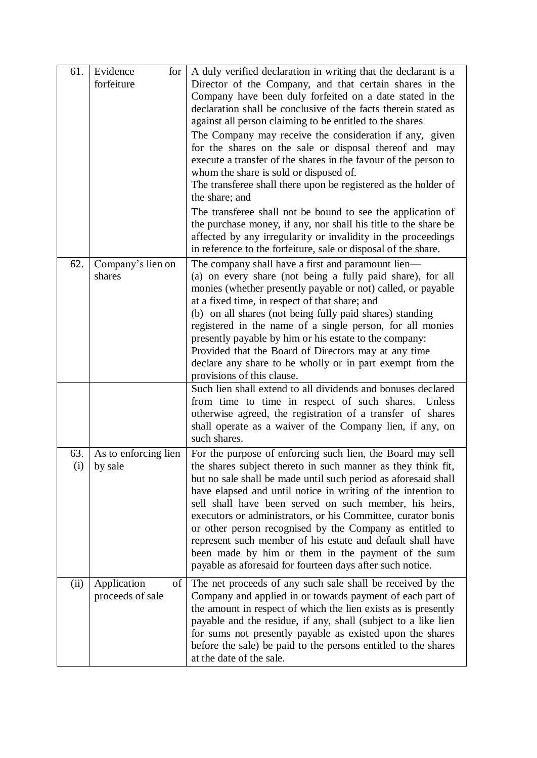| | | |
|---|---|---|
| 61. | Evidence for forfeiture | A duly verified declaration in writing that the declarant is a Director of the Company, and that certain shares in the Company have been duly forfeited on a date stated in the declaration shall be conclusive of the facts therein stated as against all person claiming to be entitled to the shares<br>The Company may receive the consideration if any, given for the shares on the sale or disposal thereof and may execute a transfer of the shares in the favour of the person to whom the share is sold or disposed of.<br>The transferee shall there upon be registered as the holder of the share; and<br>The transferee shall not be bound to see the application of the purchase money, if any, nor shall his title to the share be affected by any irregularity or invalidity in the proceedings in reference to the forfeiture, sale or disposal of the share. |
| 62. | Company's lien on shares | The company shall have a first and paramount lien—<br>(a) on every share (not being a fully paid share), for all monies (whether presently payable or not) called, or payable at a fixed time, in respect of that share; and<br>(b) on all shares (not being fully paid shares) standing registered in the name of a single person, for all monies presently payable by him or his estate to the company:<br>Provided that the Board of Directors may at any time declare any share to be wholly or in part exempt from the provisions of this clause. |
| | | Such lien shall extend to all dividends and bonuses declared from time to time in respect of such shares. Unless otherwise agreed, the registration of a transfer of shares shall operate as a waiver of the Company lien, if any, on such shares. |
| 63. (i) | As to enforcing lien by sale | For the purpose of enforcing such lien, the Board may sell the shares subject thereto in such manner as they think fit, but no sale shall be made until such period as aforesaid shall have elapsed and until notice in writing of the intention to sell shall have been served on such member, his heirs, executors or administrators, or his Committee, curator bonis or other person recognised by the Company as entitled to represent such member of his estate and default shall have been made by him or them in the payment of the sum payable as aforesaid for fourteen days after such notice. |
| (ii) | Application of proceeds of sale | The net proceeds of any such sale shall be received by the Company and applied in or towards payment of each part of the amount in respect of which the lien exists as is presently payable and the residue, if any, shall (subject to a like lien for sums not presently payable as existed upon the shares before the sale) be paid to the persons entitled to the shares at the date of the sale. |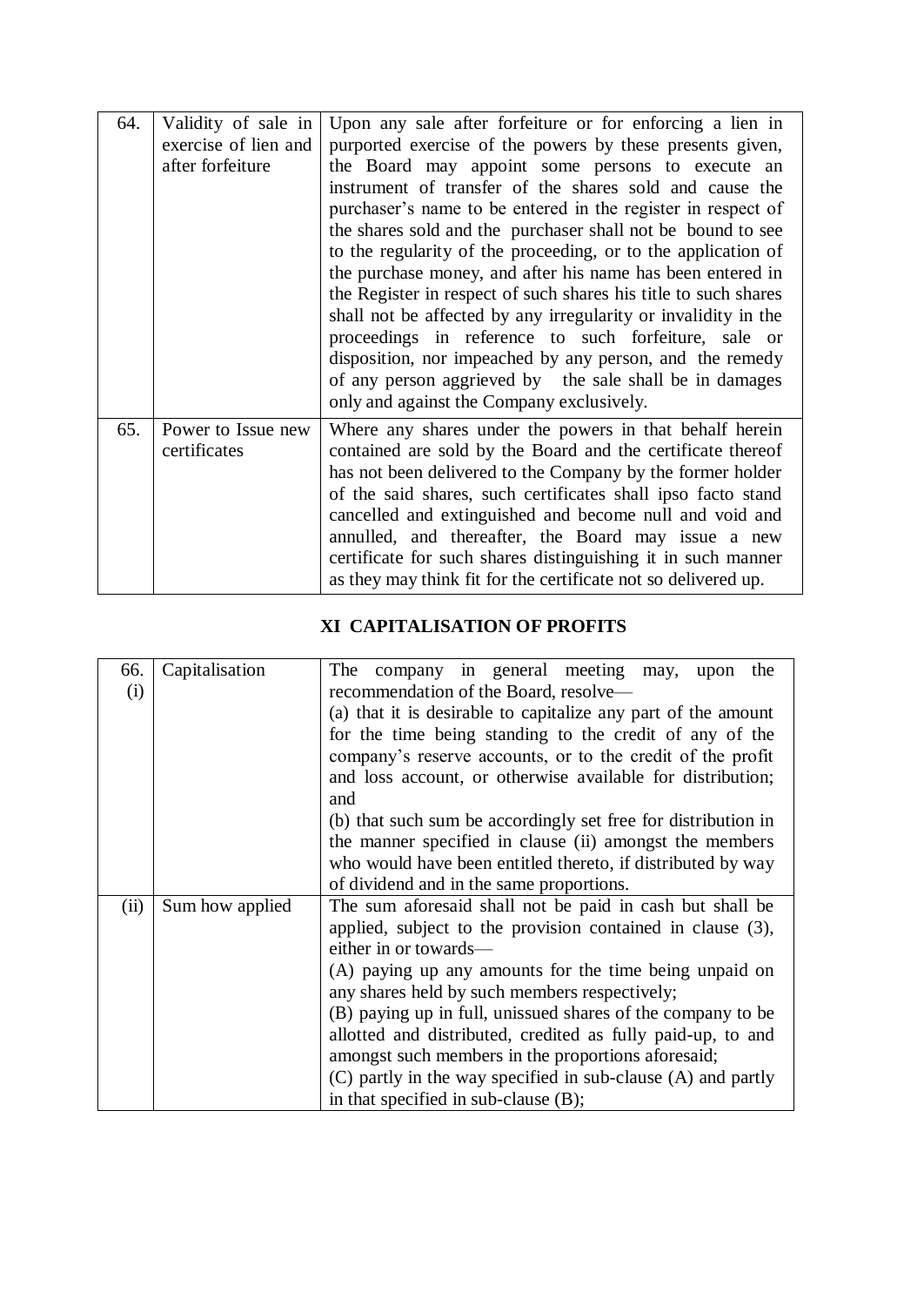| 64. | Validity of sale in exercise of lien and after forfeiture | Upon any sale after forfeiture or for enforcing a lien in purported exercise of the powers by these presents given, the Board may appoint some persons to execute an instrument of transfer of the shares sold and cause the purchaser's name to be entered in the register in respect of the shares sold and the purchaser shall not be bound to see to the regularity of the proceeding, or to the application of the purchase money, and after his name has been entered in the Register in respect of such shares his title to such shares shall not be affected by any irregularity or invalidity in the proceedings in reference to such forfeiture, sale or disposition, nor impeached by any person, and the remedy of any person aggrieved by the sale shall be in damages only and against the Company exclusively. |
|---|---|---|
| 65. | Power to Issue new certificates | Where any shares under the powers in that behalf herein contained are sold by the Board and the certificate thereof has not been delivered to the Company by the former holder of the said shares, such certificates shall ipso facto stand cancelled and extinguished and become null and void and annulled, and thereafter, the Board may issue a new certificate for such shares distinguishing it in such manner as they may think fit for the certificate not so delivered up. |

## XI CAPITALISATION OF PROFITS

| 66. (i) | Capitalisation | The company in general meeting may, upon the recommendation of the Board, resolve—<br>(a) that it is desirable to capitalize any part of the amount for the time being standing to the credit of any of the company's reserve accounts, or to the credit of the profit and loss account, or otherwise available for distribution; and<br>(b) that such sum be accordingly set free for distribution in the manner specified in clause (ii) amongst the members who would have been entitled thereto, if distributed by way of dividend and in the same proportions. |
|---|---|---|
| (ii) | Sum how applied | The sum aforesaid shall not be paid in cash but shall be applied, subject to the provision contained in clause (3), either in or towards—<br>(A) paying up any amounts for the time being unpaid on any shares held by such members respectively;<br>(B) paying up in full, unissued shares of the company to be allotted and distributed, credited as fully paid-up, to and amongst such members in the proportions aforesaid;<br>(C) partly in the way specified in sub-clause (A) and partly in that specified in sub-clause (B); |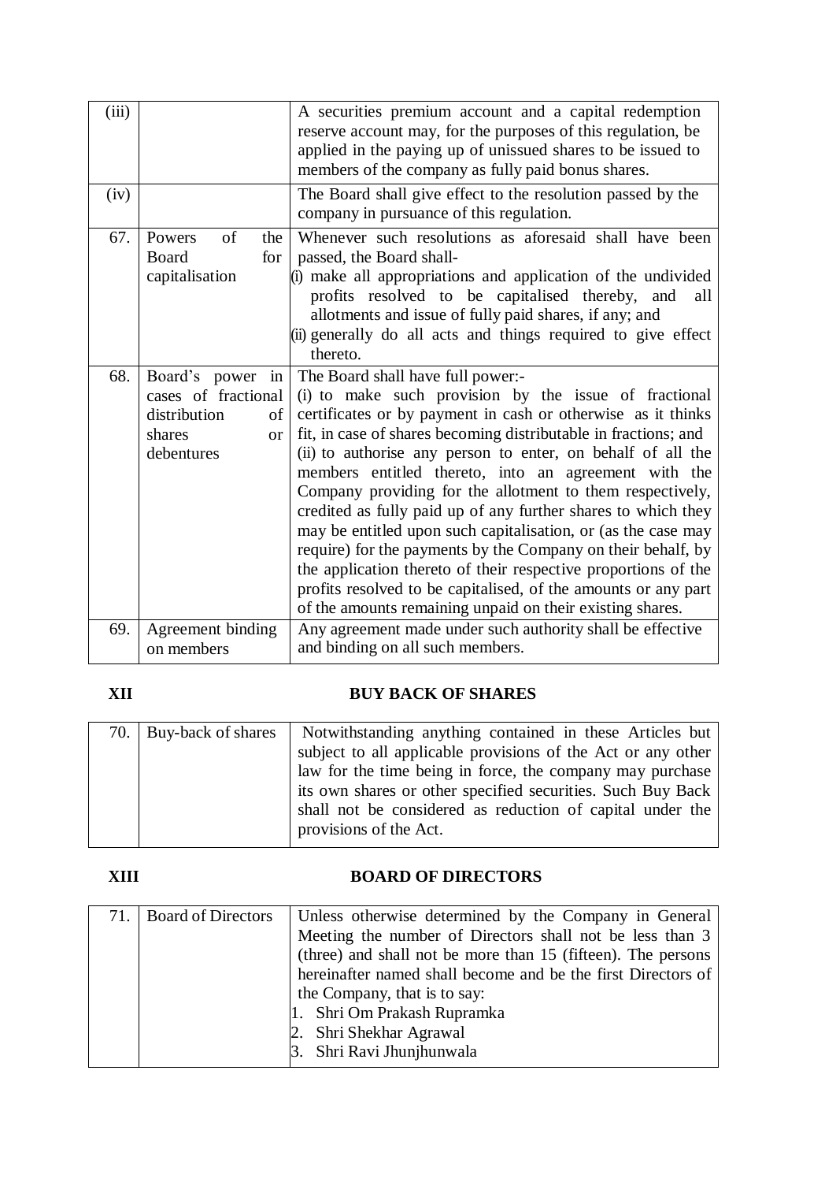| | | |
|---|---|---|
| (iii) | | A securities premium account and a capital redemption reserve account may, for the purposes of this regulation, be applied in the paying up of unissued shares to be issued to members of the company as fully paid bonus shares. |
| (iv) | | The Board shall give effect to the resolution passed by the company in pursuance of this regulation. |
| 67. | Powers of the Board for capitalisation | Whenever such resolutions as aforesaid shall have been passed, the Board shall-<br>(i) make all appropriations and application of the undivided profits resolved to be capitalised thereby, and all allotments and issue of fully paid shares, if any; and<br>(ii) generally do all acts and things required to give effect thereto. |
| 68. | Board's power in cases of fractional distribution of shares or debentures | The Board shall have full power:-<br>(i) to make such provision by the issue of fractional certificates or by payment in cash or otherwise as it thinks fit, in case of shares becoming distributable in fractions; and<br>(ii) to authorise any person to enter, on behalf of all the members entitled thereto, into an agreement with the Company providing for the allotment to them respectively, credited as fully paid up of any further shares to which they may be entitled upon such capitalisation, or (as the case may require) for the payments by the Company on their behalf, by the application thereto of their respective proportions of the profits resolved to be capitalised, of the amounts or any part of the amounts remaining unpaid on their existing shares. |
| 69. | Agreement binding on members | Any agreement made under such authority shall be effective and binding on all such members. |

## XII BUY BACK OF SHARES

| | | |
|---|---|---|
| 70. | Buy-back of shares | Notwithstanding anything contained in these Articles but subject to all applicable provisions of the Act or any other law for the time being in force, the company may purchase its own shares or other specified securities. Such Buy Back shall not be considered as reduction of capital under the provisions of the Act. |

## XIII BOARD OF DIRECTORS

| | | |
|---|---|---|
| 71. | Board of Directors | Unless otherwise determined by the Company in General Meeting the number of Directors shall not be less than 3 (three) and shall not be more than 15 (fifteen). The persons hereinafter named shall become and be the first Directors of the Company, that is to say:<br>1. Shri Om Prakash Rupramka<br>2. Shri Shekhar Agrawal<br>3. Shri Ravi Jhunjhunwala |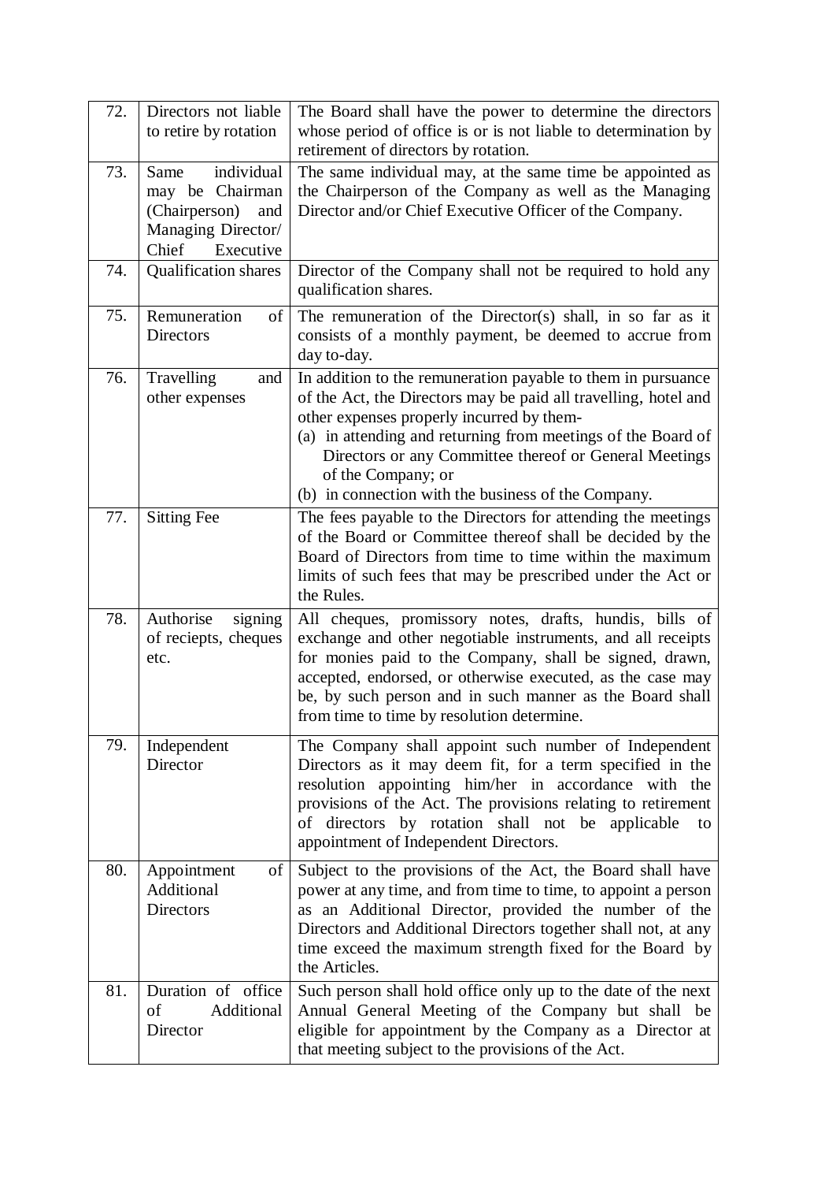| 72. | Directors not liable to retire by rotation | The Board shall have the power to determine the directors whose period of office is or is not liable to determination by retirement of directors by rotation. |
|---|---|---|
| 73. | Same individual may be Chairman (Chairperson) and Managing Director/ Chief Executive | The same individual may, at the same time be appointed as the Chairperson of the Company as well as the Managing Director and/or Chief Executive Officer of the Company. |
| 74. | Qualification shares | Director of the Company shall not be required to hold any qualification shares. |
| 75. | Remuneration of Directors | The remuneration of the Director(s) shall, in so far as it consists of a monthly payment, be deemed to accrue from day to-day. |
| 76. | Travelling and other expenses | In addition to the remuneration payable to them in pursuance of the Act, the Directors may be paid all travelling, hotel and other expenses properly incurred by them-<br>(a) in attending and returning from meetings of the Board of Directors or any Committee thereof or General Meetings of the Company; or<br>(b) in connection with the business of the Company. |
| 77. | Sitting Fee | The fees payable to the Directors for attending the meetings of the Board or Committee thereof shall be decided by the Board of Directors from time to time within the maximum limits of such fees that may be prescribed under the Act or the Rules. |
| 78. | Authorise signing of reciepts, cheques etc. | All cheques, promissory notes, drafts, hundis, bills of exchange and other negotiable instruments, and all receipts for monies paid to the Company, shall be signed, drawn, accepted, endorsed, or otherwise executed, as the case may be, by such person and in such manner as the Board shall from time to time by resolution determine. |
| 79. | Independent Director | The Company shall appoint such number of Independent Directors as it may deem fit, for a term specified in the resolution appointing him/her in accordance with the provisions of the Act. The provisions relating to retirement of directors by rotation shall not be applicable to appointment of Independent Directors. |
| 80. | Appointment of Additional Directors | Subject to the provisions of the Act, the Board shall have power at any time, and from time to time, to appoint a person as an Additional Director, provided the number of the Directors and Additional Directors together shall not, at any time exceed the maximum strength fixed for the Board by the Articles. |
| 81. | Duration of office of Additional Director | Such person shall hold office only up to the date of the next Annual General Meeting of the Company but shall be eligible for appointment by the Company as a Director at that meeting subject to the provisions of the Act. |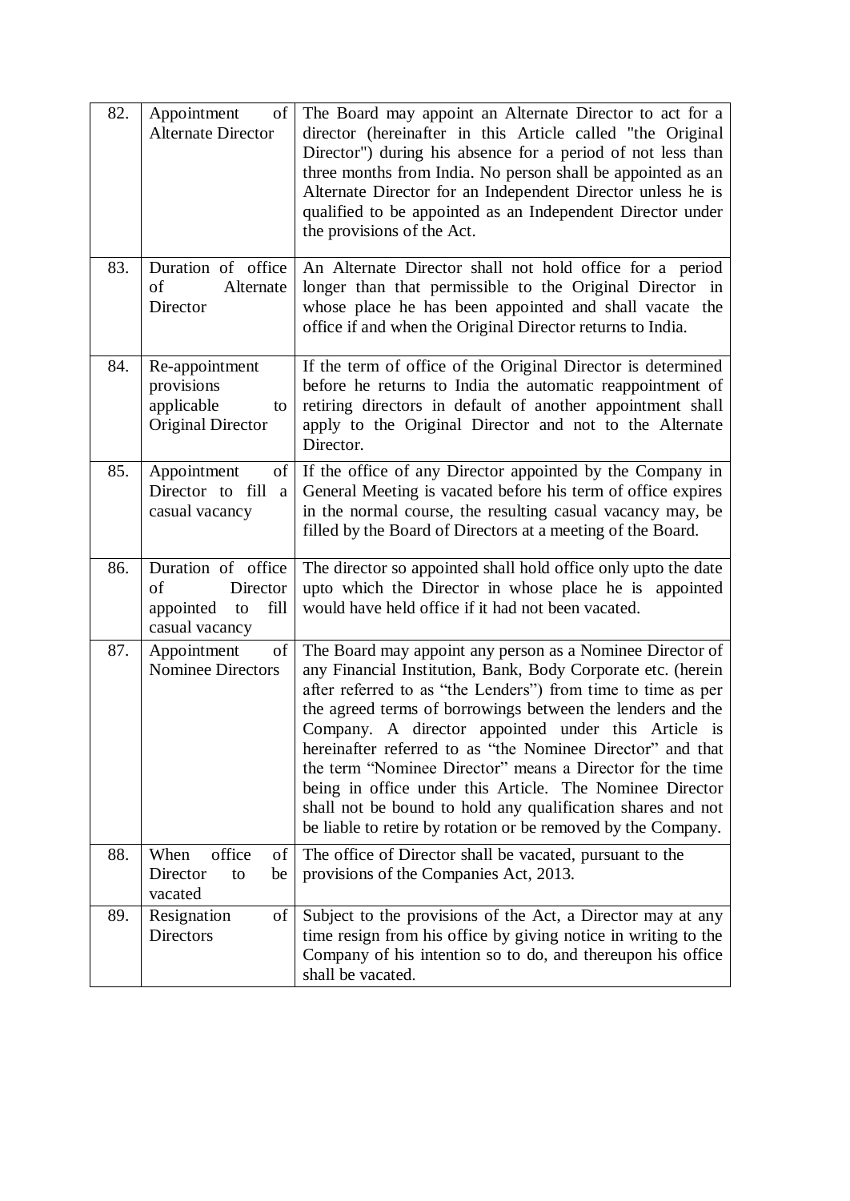| 82. | Appointment of Alternate Director | The Board may appoint an Alternate Director to act for a director (hereinafter in this Article called "the Original Director") during his absence for a period of not less than three months from India. No person shall be appointed as an Alternate Director for an Independent Director unless he is qualified to be appointed as an Independent Director under the provisions of the Act. |
|---|---|---|
| 83. | Duration of office of Alternate Director | An Alternate Director shall not hold office for a period longer than that permissible to the Original Director in whose place he has been appointed and shall vacate the office if and when the Original Director returns to India. |
| 84. | Re-appointment provisions applicable to Original Director | If the term of office of the Original Director is determined before he returns to India the automatic reappointment of retiring directors in default of another appointment shall apply to the Original Director and not to the Alternate Director. |
| 85. | Appointment of Director to fill a casual vacancy | If the office of any Director appointed by the Company in General Meeting is vacated before his term of office expires in the normal course, the resulting casual vacancy may, be filled by the Board of Directors at a meeting of the Board. |
| 86. | Duration of office of Director appointed to fill casual vacancy | The director so appointed shall hold office only upto the date upto which the Director in whose place he is appointed would have held office if it had not been vacated. |
| 87. | Appointment of Nominee Directors | The Board may appoint any person as a Nominee Director of any Financial Institution, Bank, Body Corporate etc. (herein after referred to as "the Lenders") from time to time as per the agreed terms of borrowings between the lenders and the Company. A director appointed under this Article is hereinafter referred to as "the Nominee Director" and that the term "Nominee Director" means a Director for the time being in office under this Article. The Nominee Director shall not be bound to hold any qualification shares and not be liable to retire by rotation or be removed by the Company. |
| 88. | When office of Director to be vacated | The office of Director shall be vacated, pursuant to the provisions of the Companies Act, 2013. |
| 89. | Resignation of Directors | Subject to the provisions of the Act, a Director may at any time resign from his office by giving notice in writing to the Company of his intention so to do, and thereupon his office shall be vacated. |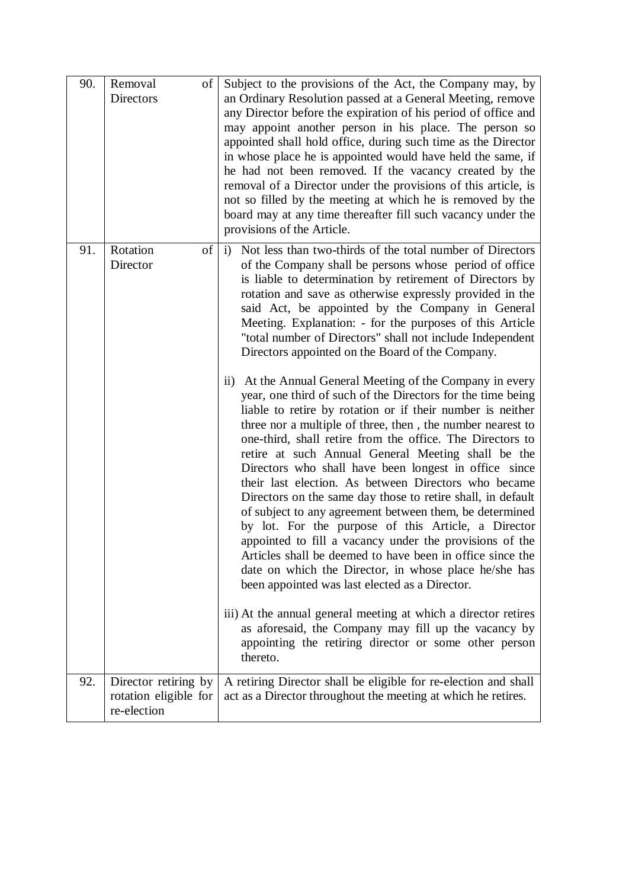| | | |
|---|---|---|
| 90. | Removal of Directors | Subject to the provisions of the Act, the Company may, by an Ordinary Resolution passed at a General Meeting, remove any Director before the expiration of his period of office and may appoint another person in his place. The person so appointed shall hold office, during such time as the Director in whose place he is appointed would have held the same, if he had not been removed. If the vacancy created by the removal of a Director under the provisions of this article, is not so filled by the meeting at which he is removed by the board may at any time thereafter fill such vacancy under the provisions of the Article. |
| 91. | Rotation of Director | i) Not less than two-thirds of the total number of Directors of the Company shall be persons whose period of office is liable to determination by retirement of Directors by rotation and save as otherwise expressly provided in the said Act, be appointed by the Company in General Meeting. Explanation: - for the purposes of this Article "total number of Directors" shall not include Independent Directors appointed on the Board of the Company.<br><br>ii) At the Annual General Meeting of the Company in every year, one third of such of the Directors for the time being liable to retire by rotation or if their number is neither three nor a multiple of three, then , the number nearest to one-third, shall retire from the office. The Directors to retire at such Annual General Meeting shall be the Directors who shall have been longest in office since their last election. As between Directors who became Directors on the same day those to retire shall, in default of subject to any agreement between them, be determined by lot. For the purpose of this Article, a Director appointed to fill a vacancy under the provisions of the Articles shall be deemed to have been in office since the date on which the Director, in whose place he/she has been appointed was last elected as a Director.<br><br>iii) At the annual general meeting at which a director retires as aforesaid, the Company may fill up the vacancy by appointing the retiring director or some other person thereto. |
| 92. | Director retiring by rotation eligible for re-election | A retiring Director shall be eligible for re-election and shall act as a Director throughout the meeting at which he retires. |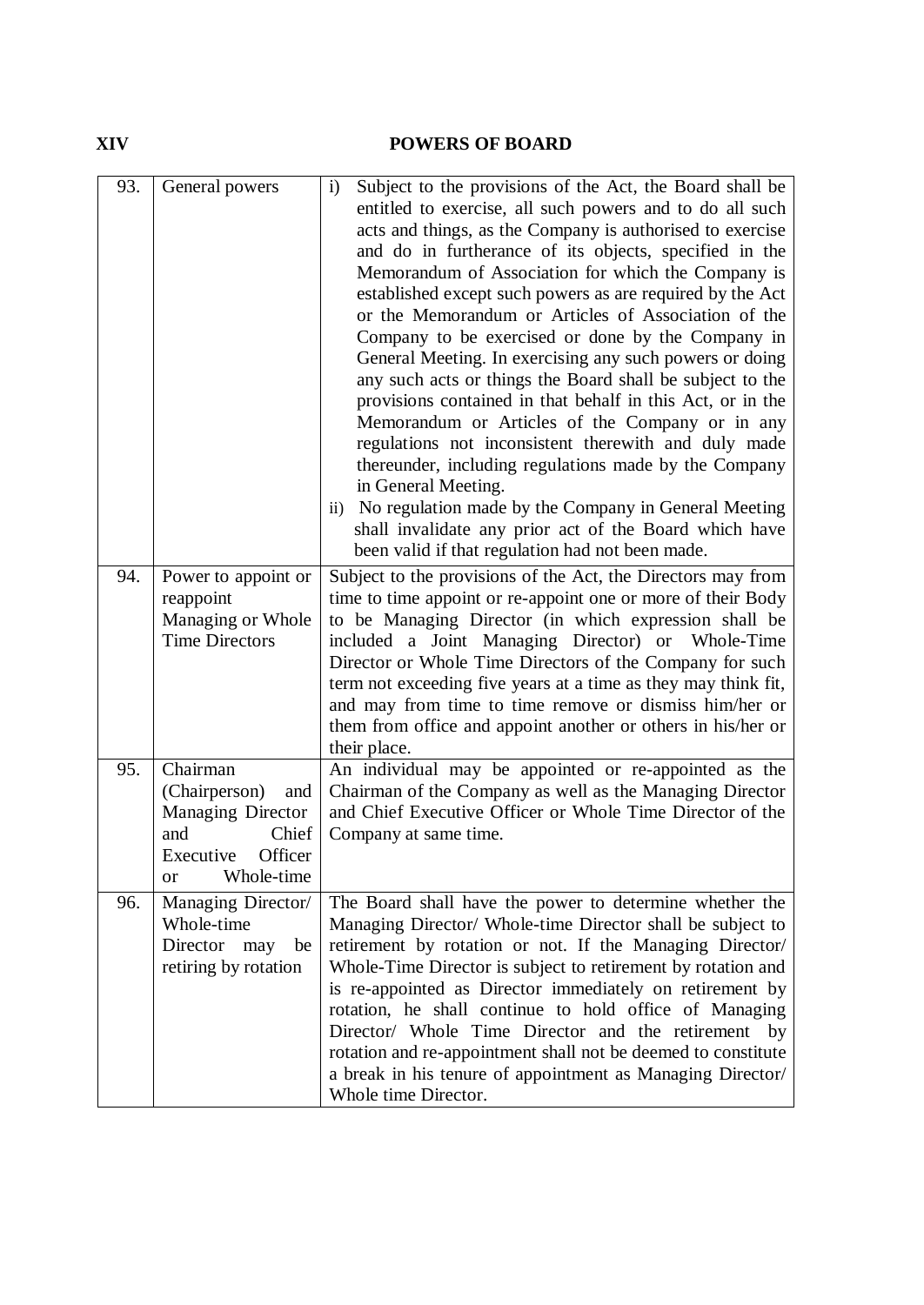## XIV POWERS OF BOARD

| | | |
|---|---|---|
| 93. | General powers | i) Subject to the provisions of the Act, the Board shall be entitled to exercise, all such powers and to do all such acts and things, as the Company is authorised to exercise and do in furtherance of its objects, specified in the Memorandum of Association for which the Company is established except such powers as are required by the Act or the Memorandum or Articles of Association of the Company to be exercised or done by the Company in General Meeting. In exercising any such powers or doing any such acts or things the Board shall be subject to the provisions contained in that behalf in this Act, or in the Memorandum or Articles of the Company or in any regulations not inconsistent therewith and duly made thereunder, including regulations made by the Company in General Meeting.<br>ii) No regulation made by the Company in General Meeting shall invalidate any prior act of the Board which have been valid if that regulation had not been made. |
| 94. | Power to appoint or reappoint Managing or Whole Time Directors | Subject to the provisions of the Act, the Directors may from time to time appoint or re-appoint one or more of their Body to be Managing Director (in which expression shall be included a Joint Managing Director) or Whole-Time Director or Whole Time Directors of the Company for such term not exceeding five years at a time as they may think fit, and may from time to time remove or dismiss him/her or them from office and appoint another or others in his/her or their place. |
| 95. | Chairman (Chairperson) and Managing Director and Chief Executive Officer or Whole-time | An individual may be appointed or re-appointed as the Chairman of the Company as well as the Managing Director and Chief Executive Officer or Whole Time Director of the Company at same time. |
| 96. | Managing Director/ Whole-time Director may be retiring by rotation | The Board shall have the power to determine whether the Managing Director/ Whole-time Director shall be subject to retirement by rotation or not. If the Managing Director/ Whole-Time Director is subject to retirement by rotation and is re-appointed as Director immediately on retirement by rotation, he shall continue to hold office of Managing Director/ Whole Time Director and the retirement by rotation and re-appointment shall not be deemed to constitute a break in his tenure of appointment as Managing Director/ Whole time Director. |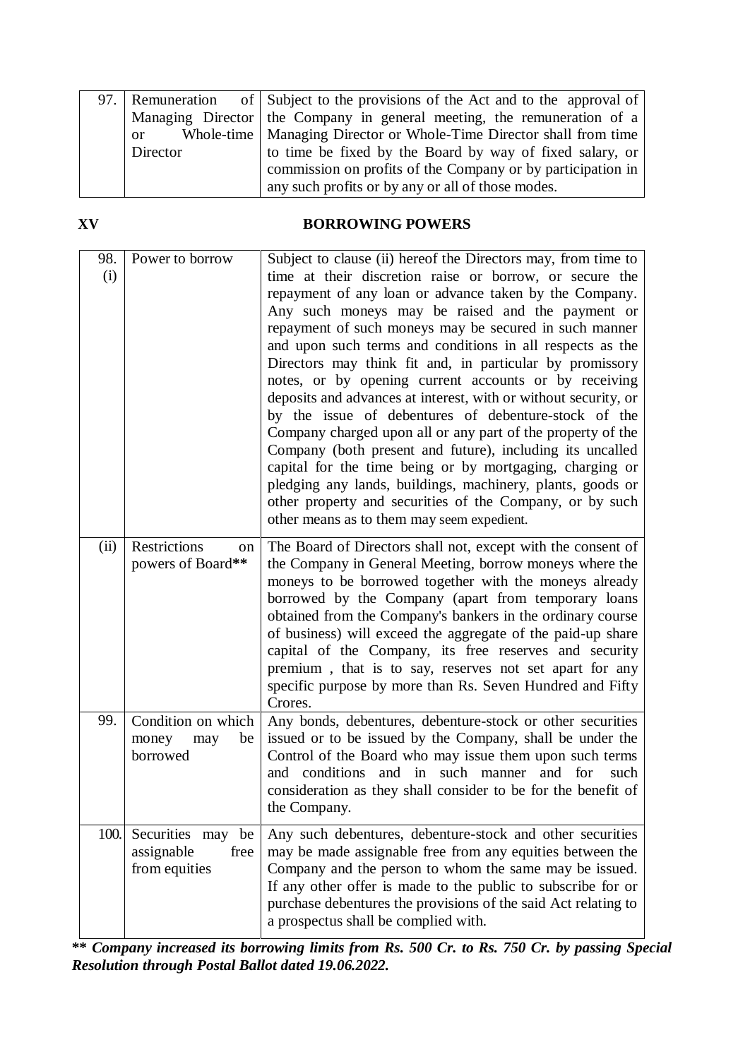| 97. | Remuneration of Managing Director or Whole-time Director | Subject to the provisions of the Act and to the approval of the Company in general meeting, the remuneration of a Managing Director or Whole-Time Director shall from time to time be fixed by the Board by way of fixed salary, or commission on profits of the Company or by participation in any such profits or by any or all of those modes. |
|---|---|---|

**XV BORROWING POWERS**

| 98. (i) | Power to borrow | Subject to clause (ii) hereof the Directors may, from time to time at their discretion raise or borrow, or secure the repayment of any loan or advance taken by the Company. Any such moneys may be raised and the payment or repayment of such moneys may be secured in such manner and upon such terms and conditions in all respects as the Directors may think fit and, in particular by promissory notes, or by opening current accounts or by receiving deposits and advances at interest, with or without security, or by the issue of debentures of debenture-stock of the Company charged upon all or any part of the property of the Company (both present and future), including its uncalled capital for the time being or by mortgaging, charging or pledging any lands, buildings, machinery, plants, goods or other property and securities of the Company, or by such other means as to them may seem expedient. |
|---|---|---|
| (ii) | Restrictions on powers of Board** | The Board of Directors shall not, except with the consent of the Company in General Meeting, borrow moneys where the moneys to be borrowed together with the moneys already borrowed by the Company (apart from temporary loans obtained from the Company's bankers in the ordinary course of business) will exceed the aggregate of the paid-up share capital of the Company, its free reserves and security premium , that is to say, reserves not set apart for any specific purpose by more than Rs. Seven Hundred and Fifty Crores. |
| 99. | Condition on which money may be borrowed | Any bonds, debentures, debenture-stock or other securities issued or to be issued by the Company, shall be under the Control of the Board who may issue them upon such terms and conditions and in such manner and for such consideration as they shall consider to be for the benefit of the Company. |
| 100. | Securities may be assignable free from equities | Any such debentures, debenture-stock and other securities may be made assignable free from any equities between the Company and the person to whom the same may be issued. If any other offer is made to the public to subscribe for or purchase debentures the provisions of the said Act relating to a prospectus shall be complied with. |

***\*\* Company increased its borrowing limits from Rs. 500 Cr. to Rs. 750 Cr. by passing Special Resolution through Postal Ballot dated 19.06.2022.***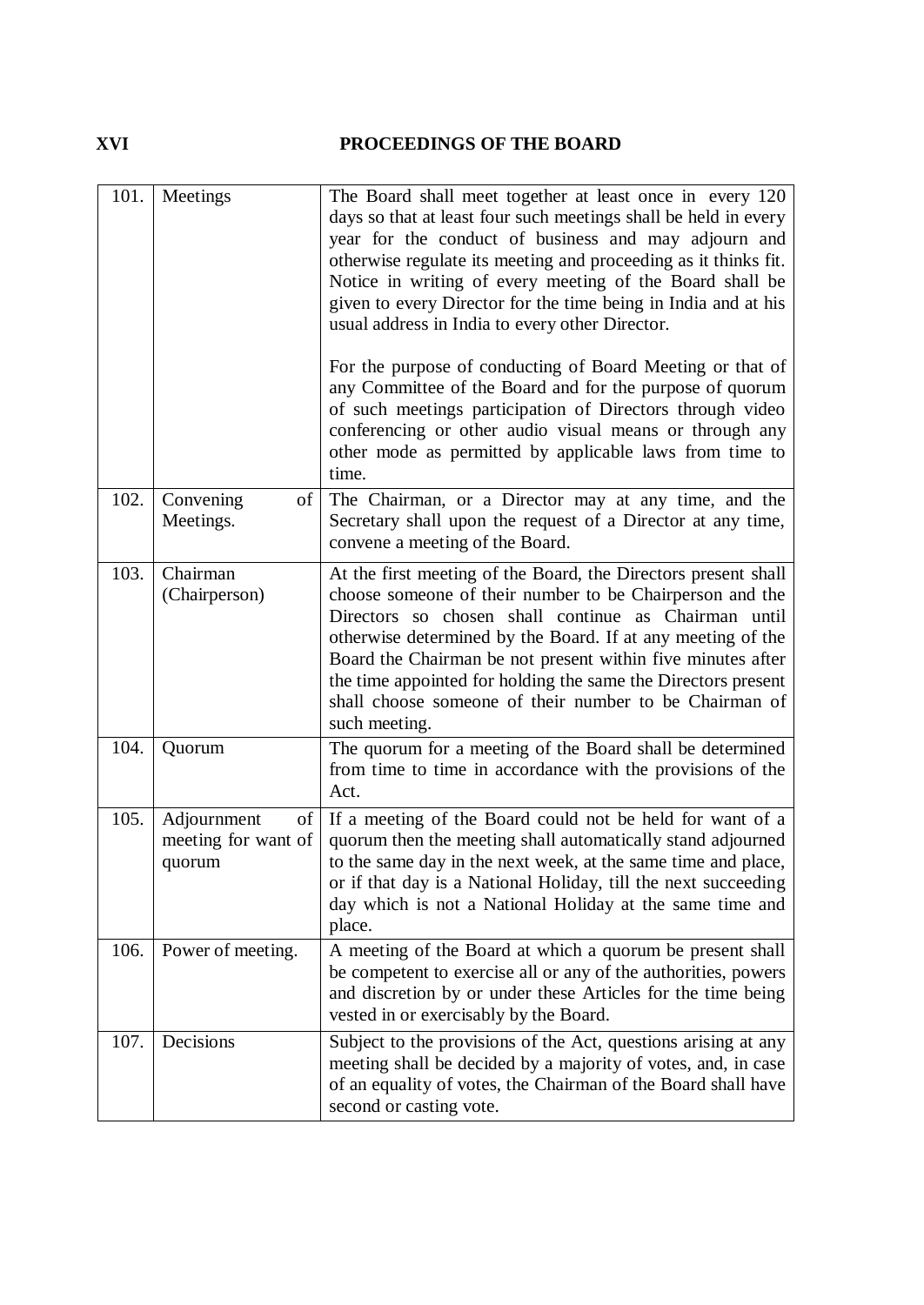## XVI PROCEEDINGS OF THE BOARD

| | | |
|---|---|---|
| 101. | Meetings | The Board shall meet together at least once in every 120 days so that at least four such meetings shall be held in every year for the conduct of business and may adjourn and otherwise regulate its meeting and proceeding as it thinks fit. Notice in writing of every meeting of the Board shall be given to every Director for the time being in India and at his usual address in India to every other Director.<br><br>For the purpose of conducting of Board Meeting or that of any Committee of the Board and for the purpose of quorum of such meetings participation of Directors through video conferencing or other audio visual means or through any other mode as permitted by applicable laws from time to time. |
| 102. | Convening of Meetings. | The Chairman, or a Director may at any time, and the Secretary shall upon the request of a Director at any time, convene a meeting of the Board. |
| 103. | Chairman (Chairperson) | At the first meeting of the Board, the Directors present shall choose someone of their number to be Chairperson and the Directors so chosen shall continue as Chairman until otherwise determined by the Board. If at any meeting of the Board the Chairman be not present within five minutes after the time appointed for holding the same the Directors present shall choose someone of their number to be Chairman of such meeting. |
| 104. | Quorum | The quorum for a meeting of the Board shall be determined from time to time in accordance with the provisions of the Act. |
| 105. | Adjournment of meeting for want of quorum | If a meeting of the Board could not be held for want of a quorum then the meeting shall automatically stand adjourned to the same day in the next week, at the same time and place, or if that day is a National Holiday, till the next succeeding day which is not a National Holiday at the same time and place. |
| 106. | Power of meeting. | A meeting of the Board at which a quorum be present shall be competent to exercise all or any of the authorities, powers and discretion by or under these Articles for the time being vested in or exercisably by the Board. |
| 107. | Decisions | Subject to the provisions of the Act, questions arising at any meeting shall be decided by a majority of votes, and, in case of an equality of votes, the Chairman of the Board shall have second or casting vote. |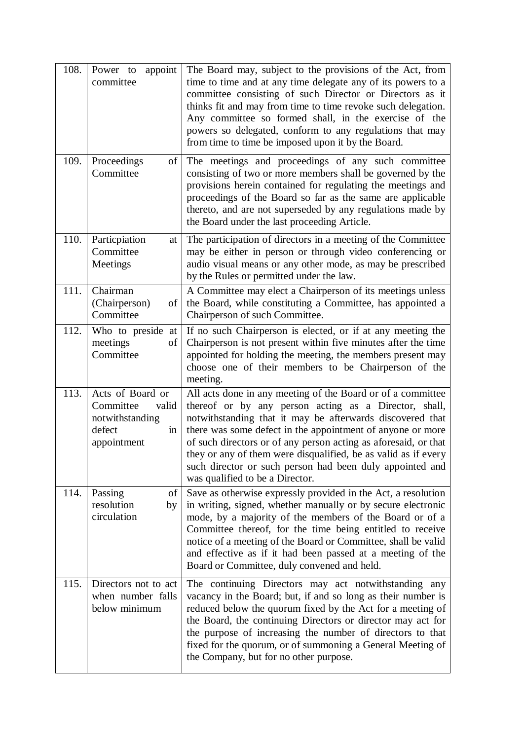| | | |
|---|---|---|
| 108. | Power to appoint committee | The Board may, subject to the provisions of the Act, from time to time and at any time delegate any of its powers to a committee consisting of such Director or Directors as it thinks fit and may from time to time revoke such delegation. Any committee so formed shall, in the exercise of the powers so delegated, conform to any regulations that may from time to time be imposed upon it by the Board. |
| 109. | Proceedings of Committee | The meetings and proceedings of any such committee consisting of two or more members shall be governed by the provisions herein contained for regulating the meetings and proceedings of the Board so far as the same are applicable thereto, and are not superseded by any regulations made by the Board under the last proceeding Article. |
| 110. | Particpiation at Committee Meetings | The participation of directors in a meeting of the Committee may be either in person or through video conferencing or audio visual means or any other mode, as may be prescribed by the Rules or permitted under the law. |
| 111. | Chairman (Chairperson) of Committee | A Committee may elect a Chairperson of its meetings unless the Board, while constituting a Committee, has appointed a Chairperson of such Committee. |
| 112. | Who to preside at meetings of Committee | If no such Chairperson is elected, or if at any meeting the Chairperson is not present within five minutes after the time appointed for holding the meeting, the members present may choose one of their members to be Chairperson of the meeting. |
| 113. | Acts of Board or Committee valid notwithstanding defect in appointment | All acts done in any meeting of the Board or of a committee thereof or by any person acting as a Director, shall, notwithstanding that it may be afterwards discovered that there was some defect in the appointment of anyone or more of such directors or of any person acting as aforesaid, or that they or any of them were disqualified, be as valid as if every such director or such person had been duly appointed and was qualified to be a Director. |
| 114. | Passing of resolution by circulation | Save as otherwise expressly provided in the Act, a resolution in writing, signed, whether manually or by secure electronic mode, by a majority of the members of the Board or of a Committee thereof, for the time being entitled to receive notice of a meeting of the Board or Committee, shall be valid and effective as if it had been passed at a meeting of the Board or Committee, duly convened and held. |
| 115. | Directors not to act when number falls below minimum | The continuing Directors may act notwithstanding any vacancy in the Board; but, if and so long as their number is reduced below the quorum fixed by the Act for a meeting of the Board, the continuing Directors or director may act for the purpose of increasing the number of directors to that fixed for the quorum, or of summoning a General Meeting of the Company, but for no other purpose. |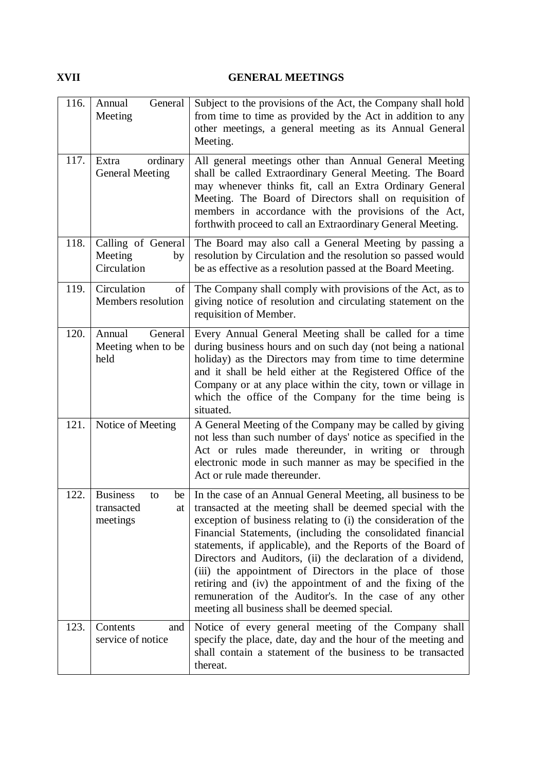## XVII GENERAL MEETINGS

| | | |
|---|---|---|
| 116. | Annual General Meeting | Subject to the provisions of the Act, the Company shall hold from time to time as provided by the Act in addition to any other meetings, a general meeting as its Annual General Meeting. |
| 117. | Extra ordinary General Meeting | All general meetings other than Annual General Meeting shall be called Extraordinary General Meeting. The Board may whenever thinks fit, call an Extra Ordinary General Meeting. The Board of Directors shall on requisition of members in accordance with the provisions of the Act, forthwith proceed to call an Extraordinary General Meeting. |
| 118. | Calling of General Meeting by Circulation | The Board may also call a General Meeting by passing a resolution by Circulation and the resolution so passed would be as effective as a resolution passed at the Board Meeting. |
| 119. | Circulation of Members resolution | The Company shall comply with provisions of the Act, as to giving notice of resolution and circulating statement on the requisition of Member. |
| 120. | Annual General Meeting when to be held | Every Annual General Meeting shall be called for a time during business hours and on such day (not being a national holiday) as the Directors may from time to time determine and it shall be held either at the Registered Office of the Company or at any place within the city, town or village in which the office of the Company for the time being is situated. |
| 121. | Notice of Meeting | A General Meeting of the Company may be called by giving not less than such number of days' notice as specified in the Act or rules made thereunder, in writing or through electronic mode in such manner as may be specified in the Act or rule made thereunder. |
| 122. | Business to be transacted at meetings | In the case of an Annual General Meeting, all business to be transacted at the meeting shall be deemed special with the exception of business relating to (i) the consideration of the Financial Statements, (including the consolidated financial statements, if applicable), and the Reports of the Board of Directors and Auditors, (ii) the declaration of a dividend, (iii) the appointment of Directors in the place of those retiring and (iv) the appointment of and the fixing of the remuneration of the Auditor's. In the case of any other meeting all business shall be deemed special. |
| 123. | Contents and service of notice | Notice of every general meeting of the Company shall specify the place, date, day and the hour of the meeting and shall contain a statement of the business to be transacted thereat. |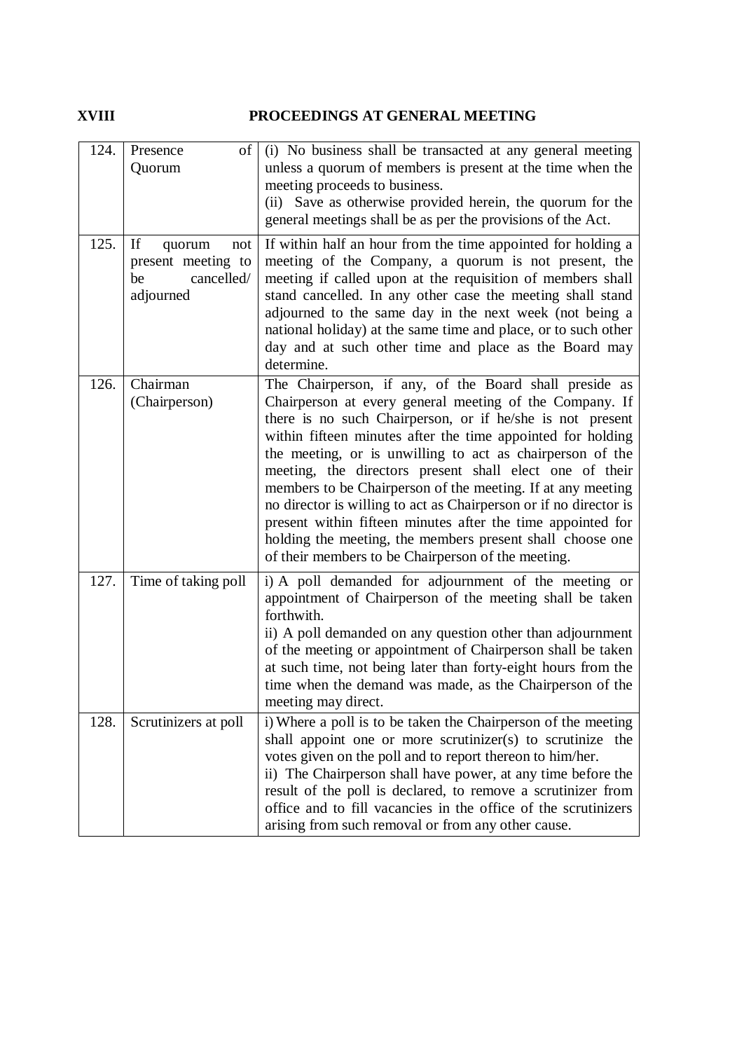## XVIII PROCEEDINGS AT GENERAL MEETING

| | | |
|---|---|---|
| 124. | Presence of Quorum | (i) No business shall be transacted at any general meeting unless a quorum of members is present at the time when the meeting proceeds to business.<br>(ii) Save as otherwise provided herein, the quorum for the general meetings shall be as per the provisions of the Act. |
| 125. | If quorum not present meeting to be cancelled/ adjourned | If within half an hour from the time appointed for holding a meeting of the Company, a quorum is not present, the meeting if called upon at the requisition of members shall stand cancelled. In any other case the meeting shall stand adjourned to the same day in the next week (not being a national holiday) at the same time and place, or to such other day and at such other time and place as the Board may determine. |
| 126. | Chairman (Chairperson) | The Chairperson, if any, of the Board shall preside as Chairperson at every general meeting of the Company. If there is no such Chairperson, or if he/she is not present within fifteen minutes after the time appointed for holding the meeting, or is unwilling to act as chairperson of the meeting, the directors present shall elect one of their members to be Chairperson of the meeting. If at any meeting no director is willing to act as Chairperson or if no director is present within fifteen minutes after the time appointed for holding the meeting, the members present shall choose one of their members to be Chairperson of the meeting. |
| 127. | Time of taking poll | i) A poll demanded for adjournment of the meeting or appointment of Chairperson of the meeting shall be taken forthwith.<br>ii) A poll demanded on any question other than adjournment of the meeting or appointment of Chairperson shall be taken at such time, not being later than forty-eight hours from the time when the demand was made, as the Chairperson of the meeting may direct. |
| 128. | Scrutinizers at poll | i) Where a poll is to be taken the Chairperson of the meeting shall appoint one or more scrutinizer(s) to scrutinize the votes given on the poll and to report thereon to him/her.<br>ii) The Chairperson shall have power, at any time before the result of the poll is declared, to remove a scrutinizer from office and to fill vacancies in the office of the scrutinizers arising from such removal or from any other cause. |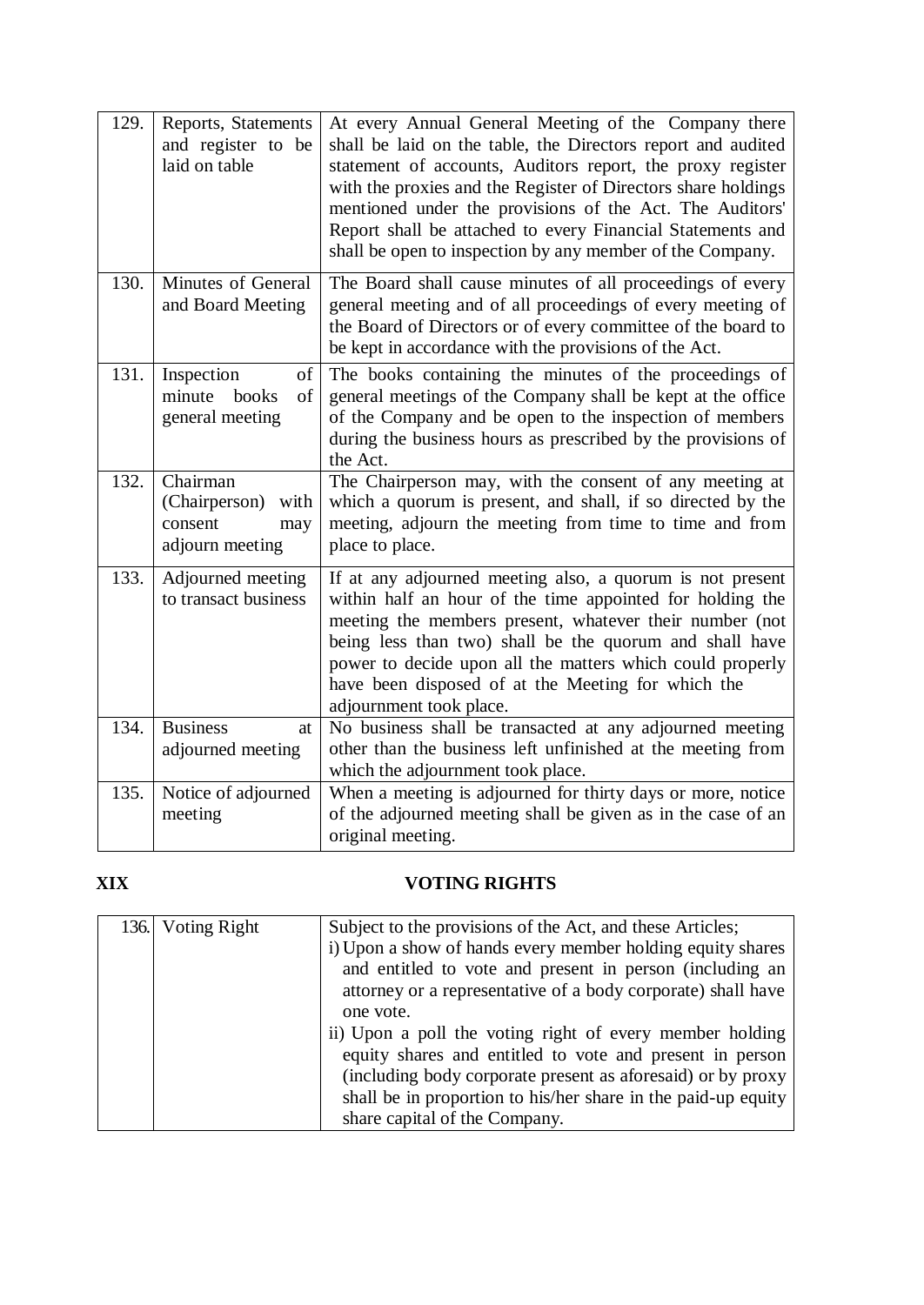| | | |
|---|---|---|
| 129. | Reports, Statements and register to be laid on table | At every Annual General Meeting of the Company there shall be laid on the table, the Directors report and audited statement of accounts, Auditors report, the proxy register with the proxies and the Register of Directors share holdings mentioned under the provisions of the Act. The Auditors' Report shall be attached to every Financial Statements and shall be open to inspection by any member of the Company. |
| 130. | Minutes of General and Board Meeting | The Board shall cause minutes of all proceedings of every general meeting and of all proceedings of every meeting of the Board of Directors or of every committee of the board to be kept in accordance with the provisions of the Act. |
| 131. | Inspection of minute books of general meeting | The books containing the minutes of the proceedings of general meetings of the Company shall be kept at the office of the Company and be open to the inspection of members during the business hours as prescribed by the provisions of the Act. |
| 132. | Chairman (Chairperson) with consent may adjourn meeting | The Chairperson may, with the consent of any meeting at which a quorum is present, and shall, if so directed by the meeting, adjourn the meeting from time to time and from place to place. |
| 133. | Adjourned meeting to transact business | If at any adjourned meeting also, a quorum is not present within half an hour of the time appointed for holding the meeting the members present, whatever their number (not being less than two) shall be the quorum and shall have power to decide upon all the matters which could properly have been disposed of at the Meeting for which the adjournment took place. |
| 134. | Business at adjourned meeting | No business shall be transacted at any adjourned meeting other than the business left unfinished at the meeting from which the adjournment took place. |
| 135. | Notice of adjourned meeting | When a meeting is adjourned for thirty days or more, notice of the adjourned meeting shall be given as in the case of an original meeting. |

## XIX VOTING RIGHTS

| | | |
|---|---|---|
| 136. | Voting Right | Subject to the provisions of the Act, and these Articles;<br>i) Upon a show of hands every member holding equity shares and entitled to vote and present in person (including an attorney or a representative of a body corporate) shall have one vote.<br>ii) Upon a poll the voting right of every member holding equity shares and entitled to vote and present in person (including body corporate present as aforesaid) or by proxy shall be in proportion to his/her share in the paid-up equity share capital of the Company. |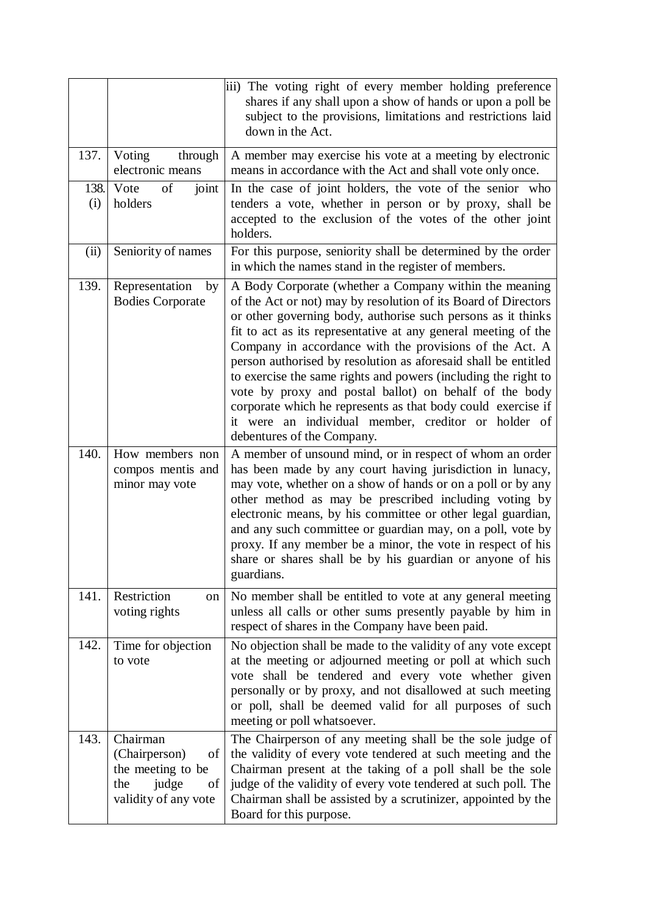| | | |
|---|---|---|
| | | iii) The voting right of every member holding preference shares if any shall upon a show of hands or upon a poll be subject to the provisions, limitations and restrictions laid down in the Act. |
| 137. | Voting through electronic means | A member may exercise his vote at a meeting by electronic means in accordance with the Act and shall vote only once. |
| 138. (i) | Vote of joint holders | In the case of joint holders, the vote of the senior who tenders a vote, whether in person or by proxy, shall be accepted to the exclusion of the votes of the other joint holders. |
| (ii) | Seniority of names | For this purpose, seniority shall be determined by the order in which the names stand in the register of members. |
| 139. | Representation by Bodies Corporate | A Body Corporate (whether a Company within the meaning of the Act or not) may by resolution of its Board of Directors or other governing body, authorise such persons as it thinks fit to act as its representative at any general meeting of the Company in accordance with the provisions of the Act. A person authorised by resolution as aforesaid shall be entitled to exercise the same rights and powers (including the right to vote by proxy and postal ballot) on behalf of the body corporate which he represents as that body could exercise if it were an individual member, creditor or holder of debentures of the Company. |
| 140. | How members non compos mentis and minor may vote | A member of unsound mind, or in respect of whom an order has been made by any court having jurisdiction in lunacy, may vote, whether on a show of hands or on a poll or by any other method as may be prescribed including voting by electronic means, by his committee or other legal guardian, and any such committee or guardian may, on a poll, vote by proxy. If any member be a minor, the vote in respect of his share or shares shall be by his guardian or anyone of his guardians. |
| 141. | Restriction on voting rights | No member shall be entitled to vote at any general meeting unless all calls or other sums presently payable by him in respect of shares in the Company have been paid. |
| 142. | Time for objection to vote | No objection shall be made to the validity of any vote except at the meeting or adjourned meeting or poll at which such vote shall be tendered and every vote whether given personally or by proxy, and not disallowed at such meeting or poll, shall be deemed valid for all purposes of such meeting or poll whatsoever. |
| 143. | Chairman (Chairperson) of the meeting to be the judge of validity of any vote | The Chairperson of any meeting shall be the sole judge of the validity of every vote tendered at such meeting and the Chairman present at the taking of a poll shall be the sole judge of the validity of every vote tendered at such poll. The Chairman shall be assisted by a scrutinizer, appointed by the Board for this purpose. |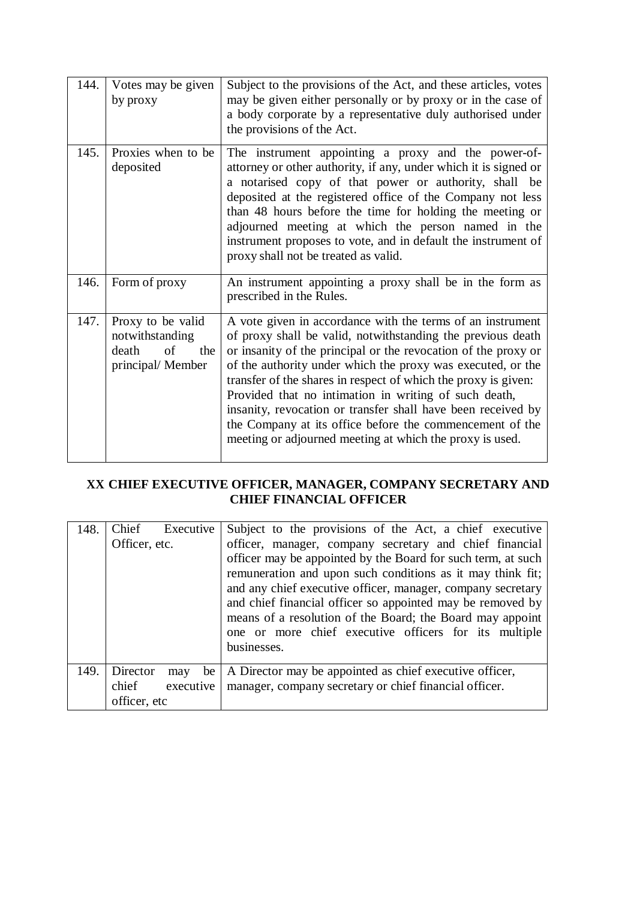| | | |
|---|---|---|
| 144. | Votes may be given by proxy | Subject to the provisions of the Act, and these articles, votes may be given either personally or by proxy or in the case of a body corporate by a representative duly authorised under the provisions of the Act. |
| 145. | Proxies when to be deposited | The instrument appointing a proxy and the power-of-attorney or other authority, if any, under which it is signed or a notarised copy of that power or authority, shall be deposited at the registered office of the Company not less than 48 hours before the time for holding the meeting or adjourned meeting at which the person named in the instrument proposes to vote, and in default the instrument of proxy shall not be treated as valid. |
| 146. | Form of proxy | An instrument appointing a proxy shall be in the form as prescribed in the Rules. |
| 147. | Proxy to be valid notwithstanding death of the principal/ Member | A vote given in accordance with the terms of an instrument of proxy shall be valid, notwithstanding the previous death or insanity of the principal or the revocation of the proxy or of the authority under which the proxy was executed, or the transfer of the shares in respect of which the proxy is given: Provided that no intimation in writing of such death, insanity, revocation or transfer shall have been received by the Company at its office before the commencement of the meeting or adjourned meeting at which the proxy is used. |

## XX CHIEF EXECUTIVE OFFICER, MANAGER, COMPANY SECRETARY AND CHIEF FINANCIAL OFFICER

| | | |
|---|---|---|
| 148. | Chief Executive Officer, etc. | Subject to the provisions of the Act, a chief executive officer, manager, company secretary and chief financial officer may be appointed by the Board for such term, at such remuneration and upon such conditions as it may think fit; and any chief executive officer, manager, company secretary and chief financial officer so appointed may be removed by means of a resolution of the Board; the Board may appoint one or more chief executive officers for its multiple businesses. |
| 149. | Director may be chief executive officer, etc | A Director may be appointed as chief executive officer, manager, company secretary or chief financial officer. |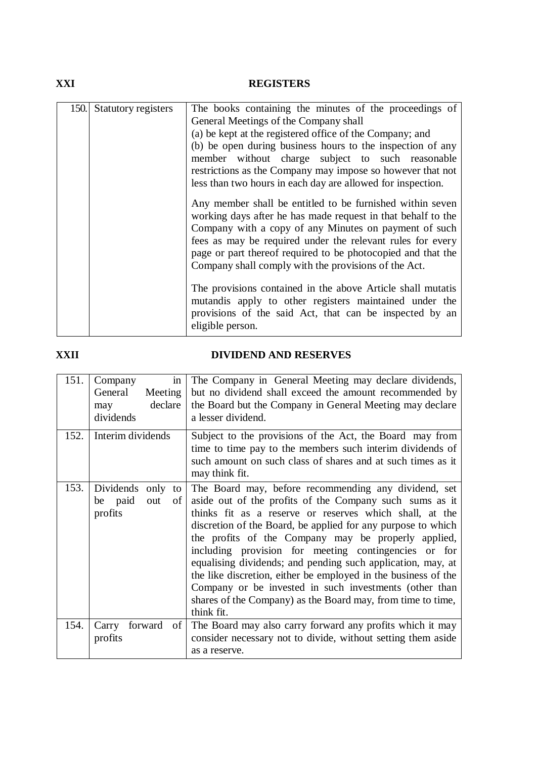## XXI REGISTERS

| | | |
|---|---|---|
| 150. | Statutory registers | The books containing the minutes of the proceedings of General Meetings of the Company shall<br>(a) be kept at the registered office of the Company; and<br>(b) be open during business hours to the inspection of any member without charge subject to such reasonable restrictions as the Company may impose so however that not less than two hours in each day are allowed for inspection.<br><br>Any member shall be entitled to be furnished within seven working days after he has made request in that behalf to the Company with a copy of any Minutes on payment of such fees as may be required under the relevant rules for every page or part thereof required to be photocopied and that the Company shall comply with the provisions of the Act.<br><br>The provisions contained in the above Article shall mutatis mutandis apply to other registers maintained under the provisions of the said Act, that can be inspected by an eligible person. |

## XXII DIVIDEND AND RESERVES

| | | |
|---|---|---|
| 151. | Company in General Meeting may declare dividends | The Company in General Meeting may declare dividends, but no dividend shall exceed the amount recommended by the Board but the Company in General Meeting may declare a lesser dividend. |
| 152. | Interim dividends | Subject to the provisions of the Act, the Board may from time to time pay to the members such interim dividends of such amount on such class of shares and at such times as it may think fit. |
| 153. | Dividends only to be paid out of profits | The Board may, before recommending any dividend, set aside out of the profits of the Company such sums as it thinks fit as a reserve or reserves which shall, at the discretion of the Board, be applied for any purpose to which the profits of the Company may be properly applied, including provision for meeting contingencies or for equalising dividends; and pending such application, may, at the like discretion, either be employed in the business of the Company or be invested in such investments (other than shares of the Company) as the Board may, from time to time, think fit. |
| 154. | Carry forward of profits | The Board may also carry forward any profits which it may consider necessary not to divide, without setting them aside as a reserve. |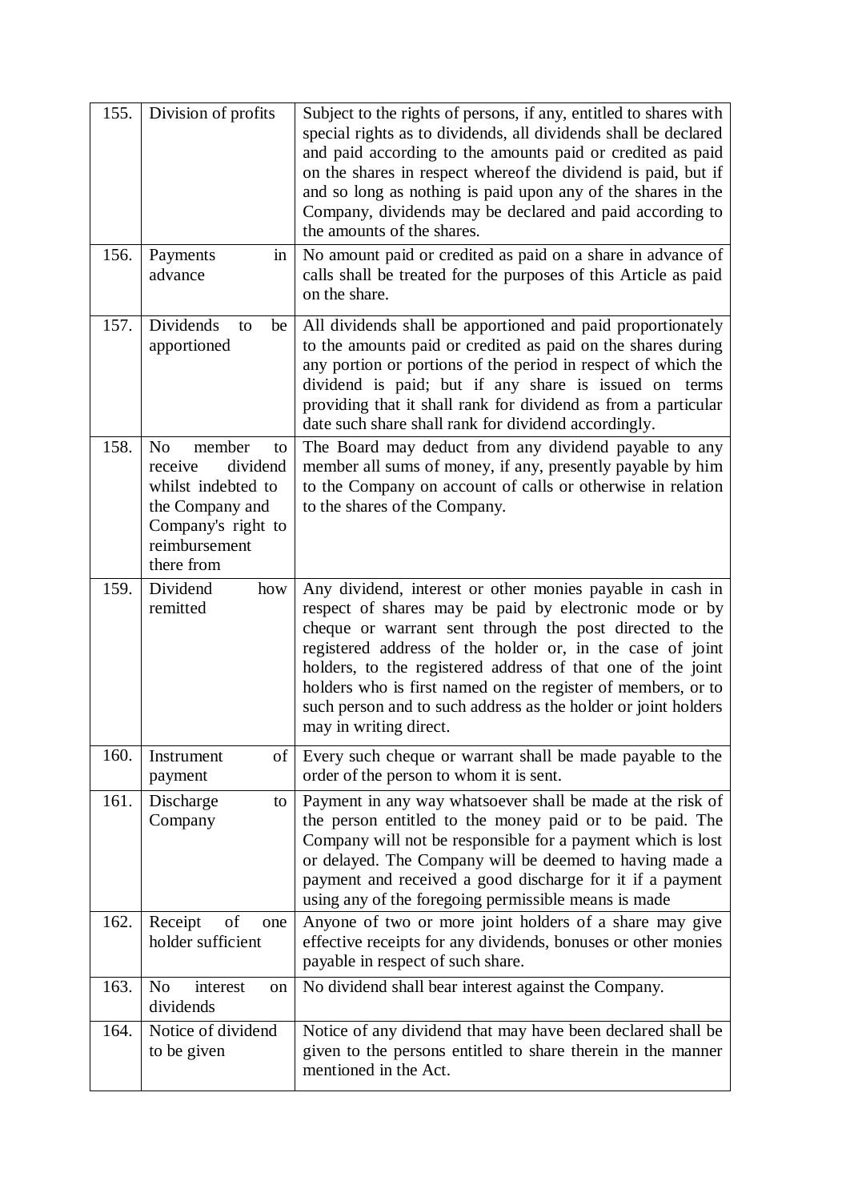| | | |
|---|---|---|
| 155. | Division of profits | Subject to the rights of persons, if any, entitled to shares with special rights as to dividends, all dividends shall be declared and paid according to the amounts paid or credited as paid on the shares in respect whereof the dividend is paid, but if and so long as nothing is paid upon any of the shares in the Company, dividends may be declared and paid according to the amounts of the shares. |
| 156. | Payments in advance | No amount paid or credited as paid on a share in advance of calls shall be treated for the purposes of this Article as paid on the share. |
| 157. | Dividends to be apportioned | All dividends shall be apportioned and paid proportionately to the amounts paid or credited as paid on the shares during any portion or portions of the period in respect of which the dividend is paid; but if any share is issued on terms providing that it shall rank for dividend as from a particular date such share shall rank for dividend accordingly. |
| 158. | No member to receive dividend whilst indebted to the Company and Company's right to reimbursement there from | The Board may deduct from any dividend payable to any member all sums of money, if any, presently payable by him to the Company on account of calls or otherwise in relation to the shares of the Company. |
| 159. | Dividend how remitted | Any dividend, interest or other monies payable in cash in respect of shares may be paid by electronic mode or by cheque or warrant sent through the post directed to the registered address of the holder or, in the case of joint holders, to the registered address of that one of the joint holders who is first named on the register of members, or to such person and to such address as the holder or joint holders may in writing direct. |
| 160. | Instrument of payment | Every such cheque or warrant shall be made payable to the order of the person to whom it is sent. |
| 161. | Discharge to Company | Payment in any way whatsoever shall be made at the risk of the person entitled to the money paid or to be paid. The Company will not be responsible for a payment which is lost or delayed. The Company will be deemed to having made a payment and received a good discharge for it if a payment using any of the foregoing permissible means is made |
| 162. | Receipt of one holder sufficient | Anyone of two or more joint holders of a share may give effective receipts for any dividends, bonuses or other monies payable in respect of such share. |
| 163. | No interest on dividends | No dividend shall bear interest against the Company. |
| 164. | Notice of dividend to be given | Notice of any dividend that may have been declared shall be given to the persons entitled to share therein in the manner mentioned in the Act. |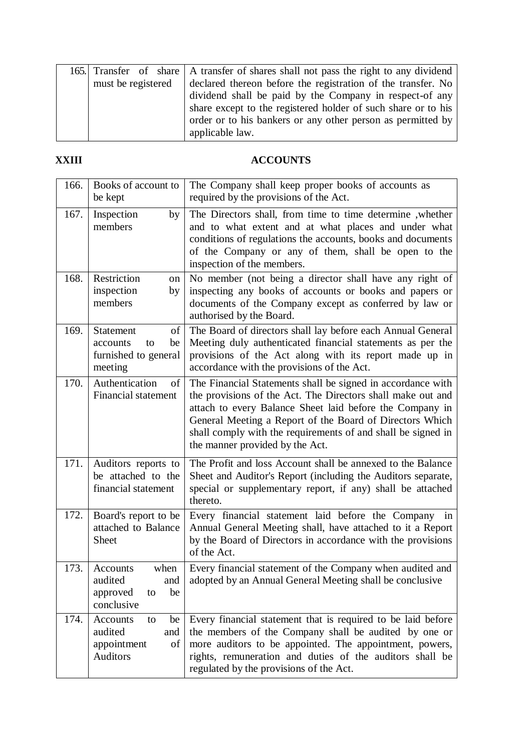| | | |
|---|---|---|
| 165. | Transfer of share must be registered | A transfer of shares shall not pass the right to any dividend declared thereon before the registration of the transfer. No dividend shall be paid by the Company in respect-of any share except to the registered holder of such share or to his order or to his bankers or any other person as permitted by applicable law. |

**XXIII** **ACCOUNTS**

| | | |
|---|---|---|
| 166. | Books of account to be kept | The Company shall keep proper books of accounts as required by the provisions of the Act. |
| 167. | Inspection by members | The Directors shall, from time to time determine ,whether and to what extent and at what places and under what conditions of regulations the accounts, books and documents of the Company or any of them, shall be open to the inspection of the members. |
| 168. | Restriction on inspection by members | No member (not being a director shall have any right of inspecting any books of accounts or books and papers or documents of the Company except as conferred by law or authorised by the Board. |
| 169. | Statement of accounts to be furnished to general meeting | The Board of directors shall lay before each Annual General Meeting duly authenticated financial statements as per the provisions of the Act along with its report made up in accordance with the provisions of the Act. |
| 170. | Authentication of Financial statement | The Financial Statements shall be signed in accordance with the provisions of the Act. The Directors shall make out and attach to every Balance Sheet laid before the Company in General Meeting a Report of the Board of Directors Which shall comply with the requirements of and shall be signed in the manner provided by the Act. |
| 171. | Auditors reports to be attached to the financial statement | The Profit and loss Account shall be annexed to the Balance Sheet and Auditor's Report (including the Auditors separate, special or supplementary report, if any) shall be attached thereto. |
| 172. | Board's report to be attached to Balance Sheet | Every financial statement laid before the Company in Annual General Meeting shall, have attached to it a Report by the Board of Directors in accordance with the provisions of the Act. |
| 173. | Accounts when audited and approved to be conclusive | Every financial statement of the Company when audited and adopted by an Annual General Meeting shall be conclusive |
| 174. | Accounts to be audited and appointment of Auditors | Every financial statement that is required to be laid before the members of the Company shall be audited by one or more auditors to be appointed. The appointment, powers, rights, remuneration and duties of the auditors shall be regulated by the provisions of the Act. |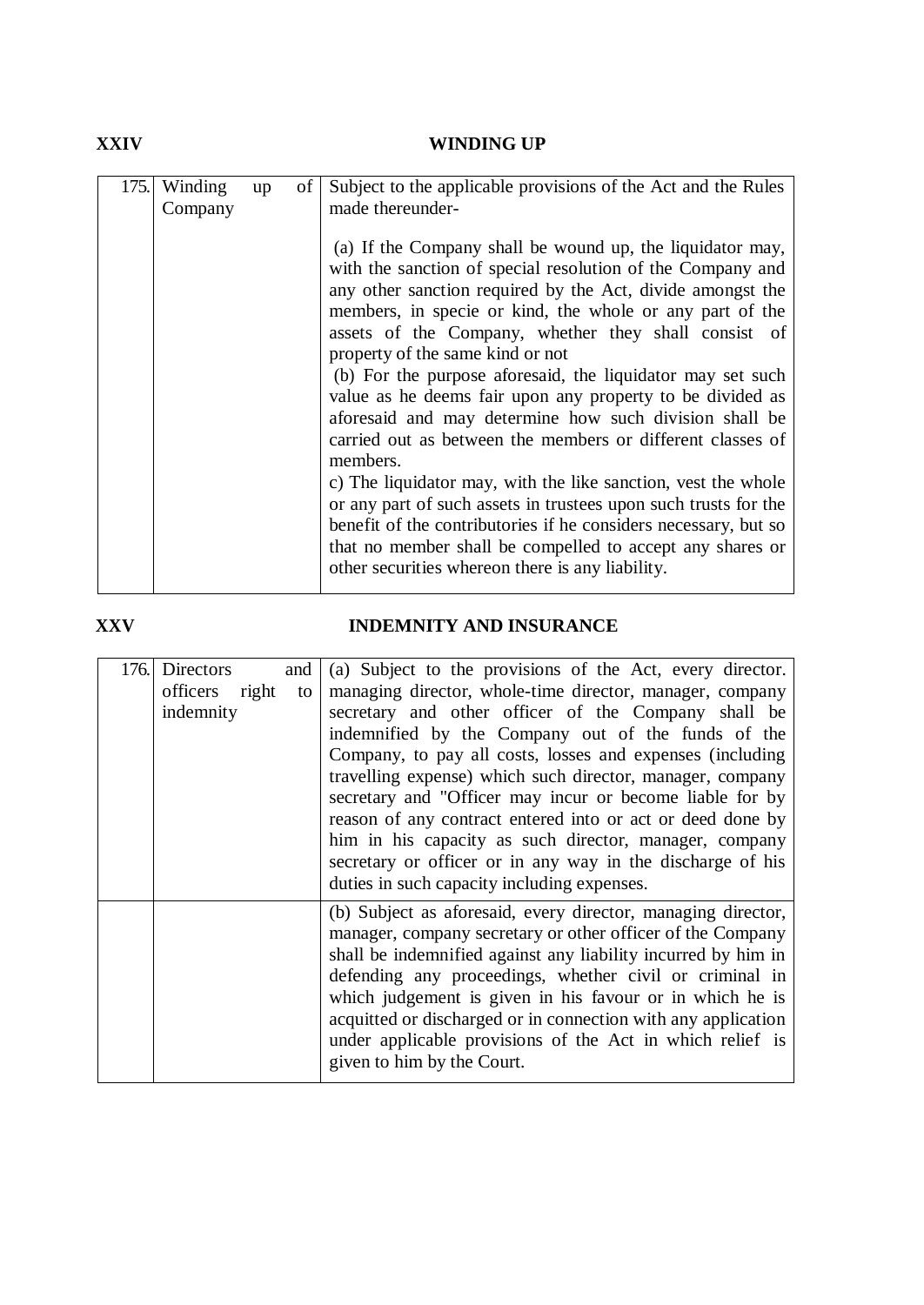## XXV — WINDING UP

Wait—correct heading:

## XXIV WINDING UP

| 175. | Winding up of Company | Subject to the applicable provisions of the Act and the Rules made thereunder-<br><br>(a) If the Company shall be wound up, the liquidator may, with the sanction of special resolution of the Company and any other sanction required by the Act, divide amongst the members, in specie or kind, the whole or any part of the assets of the Company, whether they shall consist of property of the same kind or not<br>(b) For the purpose aforesaid, the liquidator may set such value as he deems fair upon any property to be divided as aforesaid and may determine how such division shall be carried out as between the members or different classes of members.<br>c) The liquidator may, with the like sanction, vest the whole or any part of such assets in trustees upon such trusts for the benefit of the contributories if he considers necessary, but so that no member shall be compelled to accept any shares or other securities whereon there is any liability. |
|---|---|---|

## XXV INDEMNITY AND INSURANCE

| 176. | Directors and officers right to indemnity | (a) Subject to the provisions of the Act, every director. managing director, whole-time director, manager, company secretary and other officer of the Company shall be indemnified by the Company out of the funds of the Company, to pay all costs, losses and expenses (including travelling expense) which such director, manager, company secretary and "Officer may incur or become liable for by reason of any contract entered into or act or deed done by him in his capacity as such director, manager, company secretary or officer or in any way in the discharge of his duties in such capacity including expenses. |
|---|---|---|
| | | (b) Subject as aforesaid, every director, managing director, manager, company secretary or other officer of the Company shall be indemnified against any liability incurred by him in defending any proceedings, whether civil or criminal in which judgement is given in his favour or in which he is acquitted or discharged or in connection with any application under applicable provisions of the Act in which relief is given to him by the Court. |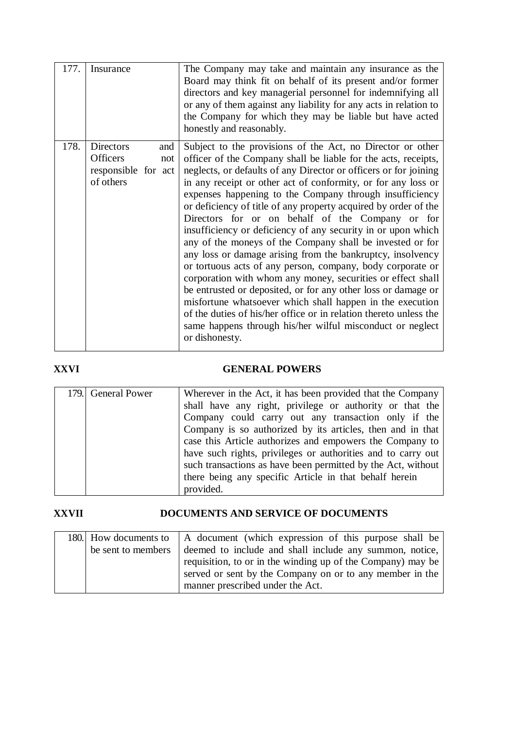| 177. | Insurance | The Company may take and maintain any insurance as the Board may think fit on behalf of its present and/or former directors and key managerial personnel for indemnifying all or any of them against any liability for any acts in relation to the Company for which they may be liable but have acted honestly and reasonably. |
|---|---|---|
| 178. | Directors and Officers not responsible for act of others | Subject to the provisions of the Act, no Director or other officer of the Company shall be liable for the acts, receipts, neglects, or defaults of any Director or officers or for joining in any receipt or other act of conformity, or for any loss or expenses happening to the Company through insufficiency or deficiency of title of any property acquired by order of the Directors for or on behalf of the Company or for insufficiency or deficiency of any security in or upon which any of the moneys of the Company shall be invested or for any loss or damage arising from the bankruptcy, insolvency or tortuous acts of any person, company, body corporate or corporation with whom any money, securities or effect shall be entrusted or deposited, or for any other loss or damage or misfortune whatsoever which shall happen in the execution of the duties of his/her office or in relation thereto unless the same happens through his/her wilful misconduct or neglect or dishonesty. |

**XXVI GENERAL POWERS**

| 179. | General Power | Wherever in the Act, it has been provided that the Company shall have any right, privilege or authority or that the Company could carry out any transaction only if the Company is so authorized by its articles, then and in that case this Article authorizes and empowers the Company to have such rights, privileges or authorities and to carry out such transactions as have been permitted by the Act, without there being any specific Article in that behalf herein provided. |
|---|---|---|

**XXVII DOCUMENTS AND SERVICE OF DOCUMENTS**

| 180. | How documents to be sent to members | A document (which expression of this purpose shall be deemed to include and shall include any summon, notice, requisition, to or in the winding up of the Company) may be served or sent by the Company on or to any member in the manner prescribed under the Act. |
|---|---|---|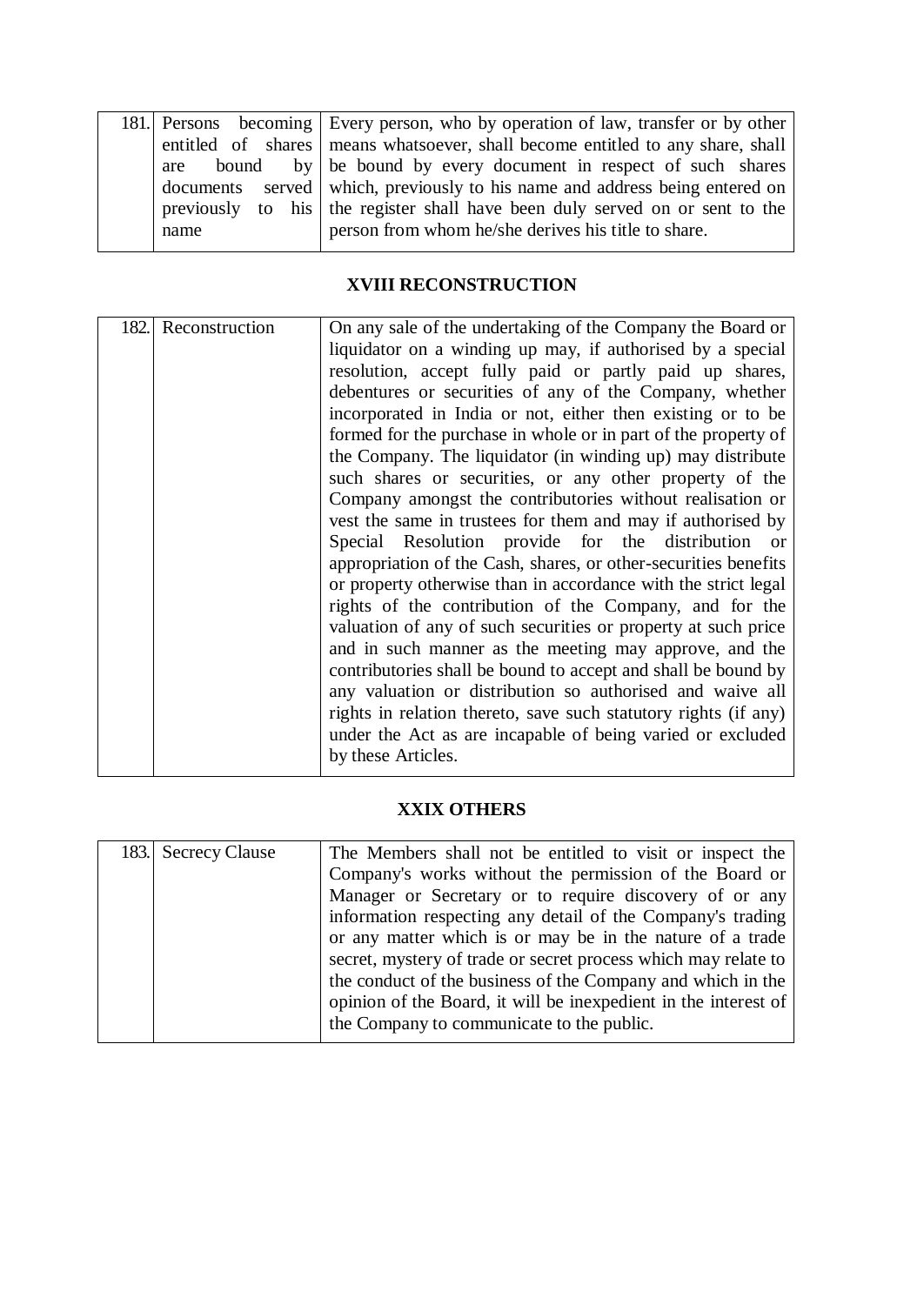| 181. | Persons becoming entitled of shares are bound by documents served previously to his name | Every person, who by operation of law, transfer or by other means whatsoever, shall become entitled to any share, shall be bound by every document in respect of such shares which, previously to his name and address being entered on the register shall have been duly served on or sent to the person from whom he/she derives his title to share. |
|---|---|---|

## XVIII RECONSTRUCTION

| 182. | Reconstruction | On any sale of the undertaking of the Company the Board or liquidator on a winding up may, if authorised by a special resolution, accept fully paid or partly paid up shares, debentures or securities of any of the Company, whether incorporated in India or not, either then existing or to be formed for the purchase in whole or in part of the property of the Company. The liquidator (in winding up) may distribute such shares or securities, or any other property of the Company amongst the contributories without realisation or vest the same in trustees for them and may if authorised by Special Resolution provide for the distribution or appropriation of the Cash, shares, or other-securities benefits or property otherwise than in accordance with the strict legal rights of the contribution of the Company, and for the valuation of any of such securities or property at such price and in such manner as the meeting may approve, and the contributories shall be bound to accept and shall be bound by any valuation or distribution so authorised and waive all rights in relation thereto, save such statutory rights (if any) under the Act as are incapable of being varied or excluded by these Articles. |
|---|---|---|

## XXIX OTHERS

| 183. | Secrecy Clause | The Members shall not be entitled to visit or inspect the Company's works without the permission of the Board or Manager or Secretary or to require discovery of or any information respecting any detail of the Company's trading or any matter which is or may be in the nature of a trade secret, mystery of trade or secret process which may relate to the conduct of the business of the Company and which in the opinion of the Board, it will be inexpedient in the interest of the Company to communicate to the public. |
|---|---|---|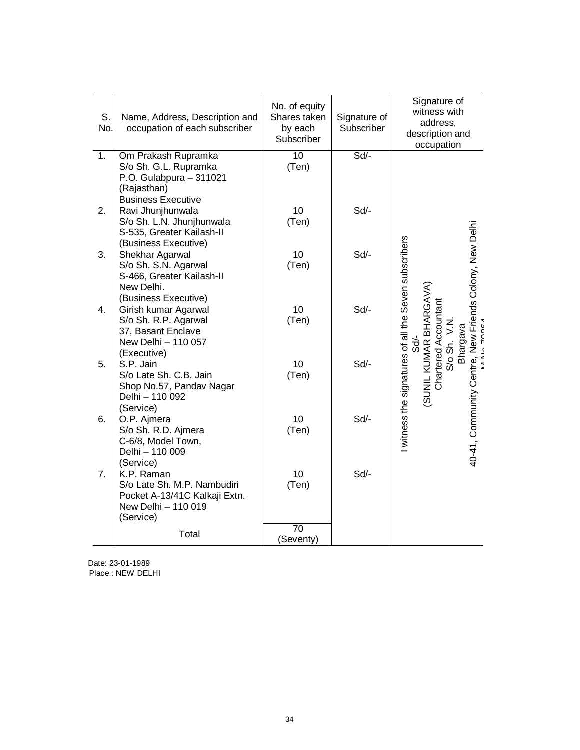| S. No. | Name, Address, Description and occupation of each subscriber | No. of equity Shares taken by each Subscriber | Signature of Subscriber | Signature of witness with address, description and occupation |
|---|---|---|---|---|
| 1. | Om Prakash Rupramka<br>S/o Sh. G.L. Rupramka<br>P.O. Gulabpura – 311021<br>(Rajasthan)<br>Business Executive | 10<br>(Ten) | Sd/- | I witness the signatures of all the Seven subscribers<br>Sd/-<br>(SUNIL KUMAR BHARGAVA)<br>Chartered Accountant<br>S/o Sh. V.N. Bhargava<br>40-41, Community Centre, New Friends Colony, New Delhi<br>M.No. 7906[?] |
| 2. | Ravi Jhunjhunwala<br>S/o Sh. L.N. Jhunjhunwala<br>S-535, Greater Kailash-II<br>(Business Executive) | 10<br>(Ten) | Sd/- | |
| 3. | Shekhar Agarwal<br>S/o Sh. S.N. Agarwal<br>S-466, Greater Kailash-II<br>New Delhi.<br>(Business Executive) | 10<br>(Ten) | Sd/- | |
| 4. | Girish kumar Agarwal<br>S/o Sh. R.P. Agarwal<br>37, Basant Enclave<br>New Delhi – 110 057<br>(Executive) | 10<br>(Ten) | Sd/- | |
| 5. | S.P. Jain<br>S/o Late Sh. C.B. Jain<br>Shop No.57, Pandav Nagar<br>Delhi – 110 092<br>(Service) | 10<br>(Ten) | Sd/- | |
| 6. | O.P. Ajmera<br>S/o Sh. R.D. Ajmera<br>C-6/8, Model Town,<br>Delhi – 110 009<br>(Service) | 10<br>(Ten) | Sd/- | |
| 7. | K.P. Raman<br>S/o Late Sh. M.P. Nambudiri<br>Pocket A-13/41C Kalkaji Extn.<br>New Delhi – 110 019<br>(Service) | 10<br>(Ten) | Sd/- | |
| | Total | 70<br>(Seventy) | | |

Date: 23-01-1989
Place : NEW DELHI